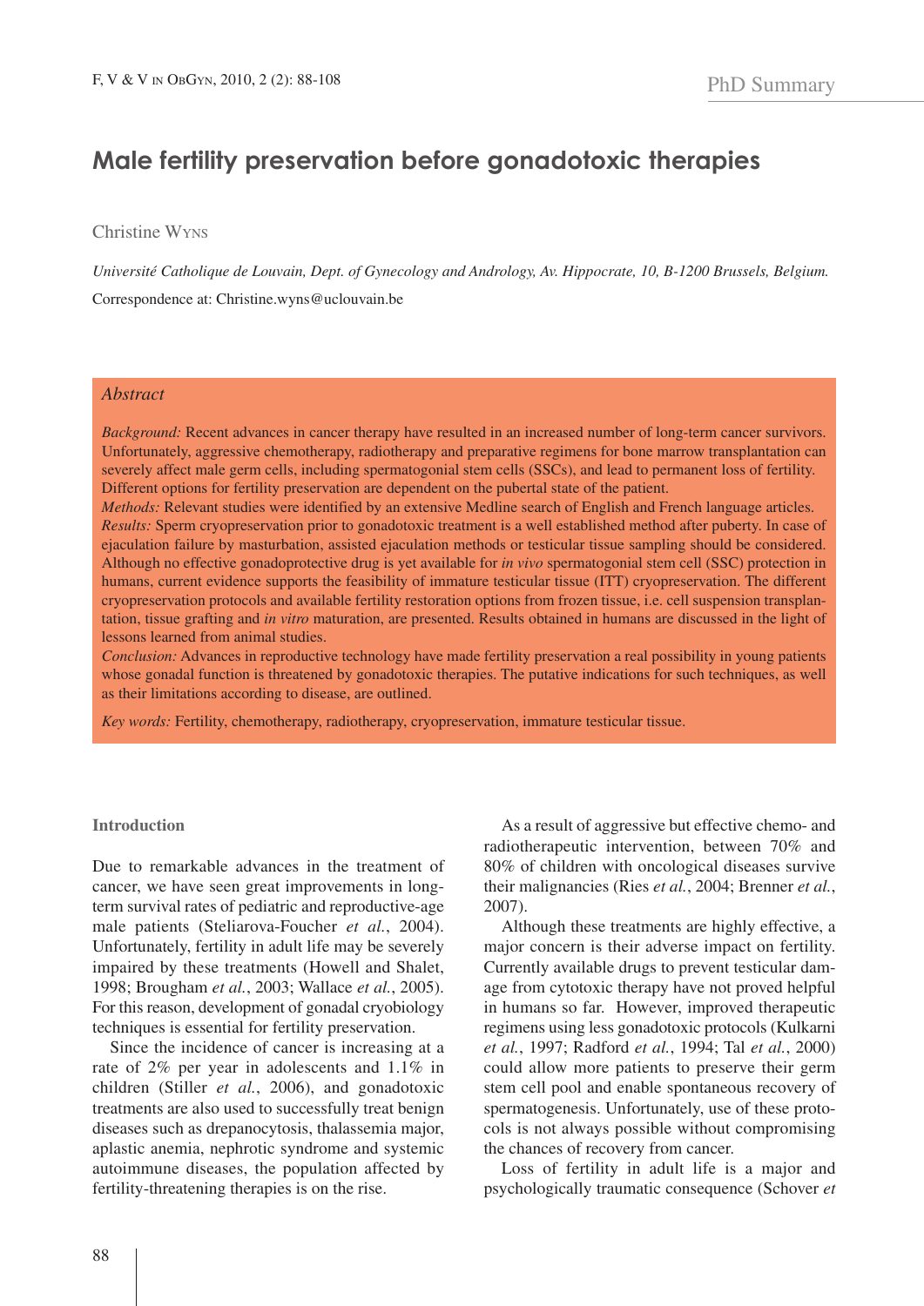PhD Summary

# Male fertility preservation before gonadotoxic therapies

Christine Wyns

*Université Catholique de Louvain, Dept. of Gynecology and Andrology, Av. Hippocrate, 10, B-1200 Brussels, Belgium.*

Correspondence at: Christine.wyns@uclouvain.be

## Abstract

*Background:* Recent advances in cancer therapy have resulted in an increased number of long-term cancer survivors. Unfortunately, aggressive chemotherapy, radiotherapy and preparative regimens for bone marrow transplantation can severely affect male germ cells, including spermatogonial stem cells (SSCs), and lead to permanent loss of fertility. Different options for fertility preservation are dependent on the pubertal state of the patient.

*Methods:* Relevant studies were identified by an extensive Medline search of English and French language articles.

*Results:* Sperm cryopreservation prior to gonadotoxic treatment is a well established method after puberty. In case of ejaculation failure by masturbation, assisted ejaculation methods or testicular tissue sampling should be considered. Although no effective gonadoprotective drug is yet available for *in vivo* spermatogonial stem cell (SSC) protection in humans, current evidence supports the feasibility of immature testicular tissue (ITT) cryopreservation. The different cryopreservation protocols and available fertility restoration options from frozen tissue, i.e. cell suspension transplantation, tissue grafting and *in vitro* maturation, are presented. Results obtained in humans are discussed in the light of lessons learned from animal studies.

*Conclusion:* Advances in reproductive technology have made fertility preservation a real possibility in young patients whose gonadal function is threatened by gonadotoxic therapies. The putative indications for such techniques, as well as their limitations according to disease, are outlined.

*Key words:* Fertility, chemotherapy, radiotherapy, cryopreservation, immature testicular tissue.

## Introduction

Due to remarkable advances in the treatment of cancer, we have seen great improvements in long-term survival rates of pediatric and reproductive-age male patients (Steliarova-Foucher *et al.*, 2004). Unfortunately, fertility in adult life may be severely impaired by these treatments (Howell and Shalet, 1998; Brougham *et al.*, 2003; Wallace *et al.*, 2005). For this reason, development of gonadal cryobiology techniques is essential for fertility preservation.

Since the incidence of cancer is increasing at a rate of 2% per year in adolescents and 1.1% in children (Stiller *et al.*, 2006), and gonadotoxic treatments are also used to successfully treat benign diseases such as drepanocytosis, thalassemia major, aplastic anemia, nephrotic syndrome and systemic autoimmune diseases, the population affected by fertility-threatening therapies is on the rise.

As a result of aggressive but effective chemo- and radiotherapeutic intervention, between 70% and 80% of children with oncological diseases survive their malignancies (Ries *et al.*, 2004; Brenner *et al.*, 2007).

Although these treatments are highly effective, a major concern is their adverse impact on fertility. Currently available drugs to prevent testicular damage from cytotoxic therapy have not proved helpful in humans so far. However, improved therapeutic regimens using less gonadotoxic protocols (Kulkarni *et al.*, 1997; Radford *et al.*, 1994; Tal *et al.*, 2000) could allow more patients to preserve their germ stem cell pool and enable spontaneous recovery of spermatogenesis. Unfortunately, use of these protocols is not always possible without compromising the chances of recovery from cancer.

Loss of fertility in adult life is a major and psychologically traumatic consequence (Schover *et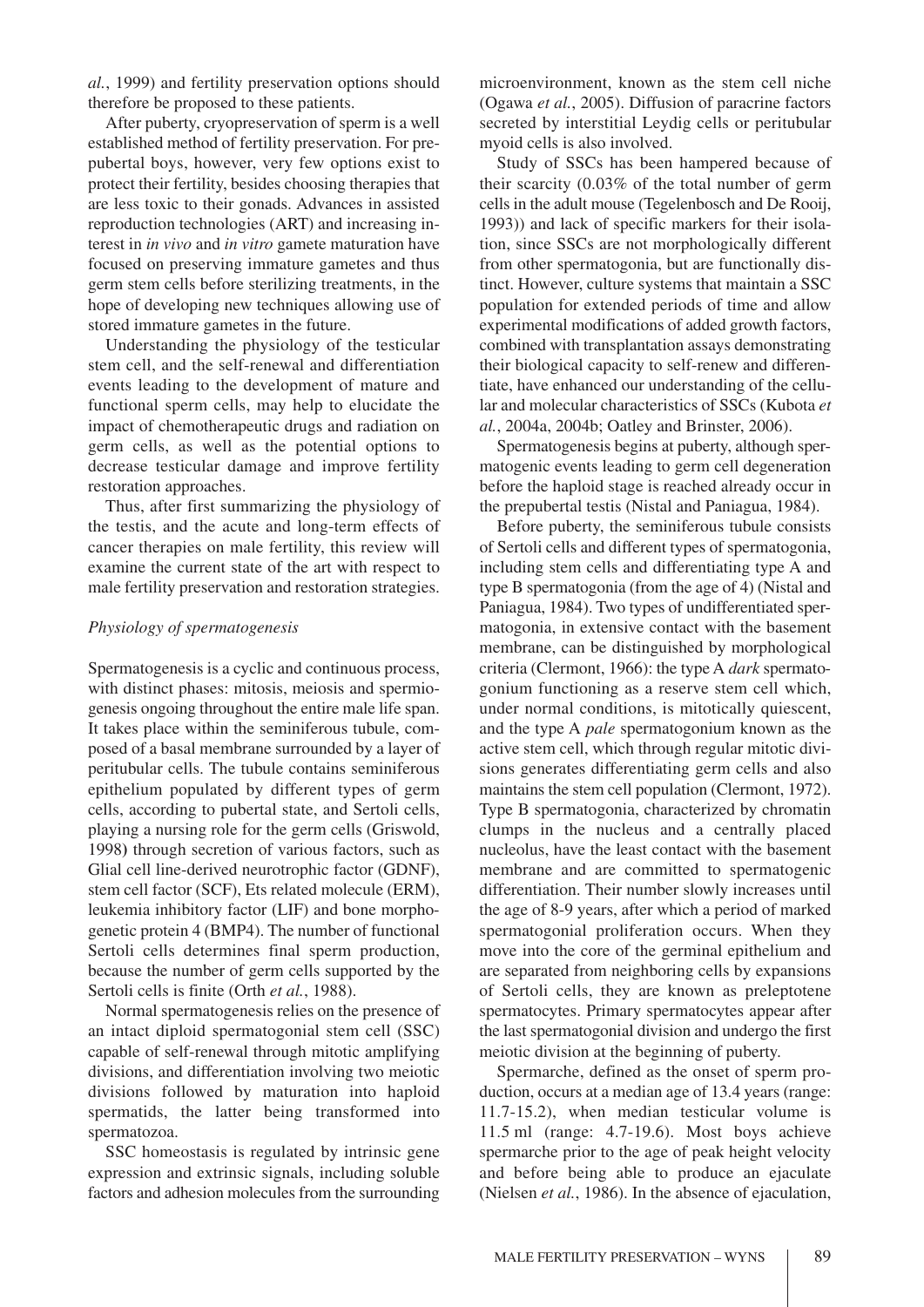*al.*, 1999) and fertility preservation options should therefore be proposed to these patients.

After puberty, cryopreservation of sperm is a well established method of fertility preservation. For prepubertal boys, however, very few options exist to protect their fertility, besides choosing therapies that are less toxic to their gonads. Advances in assisted reproduction technologies (ART) and increasing interest in *in vivo* and *in vitro* gamete maturation have focused on preserving immature gametes and thus germ stem cells before sterilizing treatments, in the hope of developing new techniques allowing use of stored immature gametes in the future.

Understanding the physiology of the testicular stem cell, and the self-renewal and differentiation events leading to the development of mature and functional sperm cells, may help to elucidate the impact of chemotherapeutic drugs and radiation on germ cells, as well as the potential options to decrease testicular damage and improve fertility restoration approaches.

Thus, after first summarizing the physiology of the testis, and the acute and long-term effects of cancer therapies on male fertility, this review will examine the current state of the art with respect to male fertility preservation and restoration strategies.

### *Physiology of spermatogenesis*

Spermatogenesis is a cyclic and continuous process, with distinct phases: mitosis, meiosis and spermiogenesis ongoing throughout the entire male life span. It takes place within the seminiferous tubule, composed of a basal membrane surrounded by a layer of peritubular cells. The tubule contains seminiferous epithelium populated by different types of germ cells, according to pubertal state, and Sertoli cells, playing a nursing role for the germ cells (Griswold, 1998**)** through secretion of various factors, such as Glial cell line-derived neurotrophic factor (GDNF), stem cell factor (SCF), Ets related molecule (ERM), leukemia inhibitory factor (LIF) and bone morphogenetic protein 4 (BMP4). The number of functional Sertoli cells determines final sperm production, because the number of germ cells supported by the Sertoli cells is finite (Orth *et al.*, 1988).

Normal spermatogenesis relies on the presence of an intact diploid spermatogonial stem cell (SSC) capable of self-renewal through mitotic amplifying divisions, and differentiation involving two meiotic divisions followed by maturation into haploid spermatids, the latter being transformed into spermatozoa.

SSC homeostasis is regulated by intrinsic gene expression and extrinsic signals, including soluble factors and adhesion molecules from the surrounding microenvironment, known as the stem cell niche (Ogawa *et al.*, 2005). Diffusion of paracrine factors secreted by interstitial Leydig cells or peritubular myoid cells is also involved.

Study of SSCs has been hampered because of their scarcity (0.03% of the total number of germ cells in the adult mouse (Tegelenbosch and De Rooij, 1993)) and lack of specific markers for their isolation, since SSCs are not morphologically different from other spermatogonia, but are functionally distinct. However, culture systems that maintain a SSC population for extended periods of time and allow experimental modifications of added growth factors, combined with transplantation assays demonstrating their biological capacity to self-renew and differentiate, have enhanced our understanding of the cellular and molecular characteristics of SSCs (Kubota *et al.*, 2004a, 2004b; Oatley and Brinster, 2006).

Spermatogenesis begins at puberty, although spermatogenic events leading to germ cell degeneration before the haploid stage is reached already occur in the prepubertal testis (Nistal and Paniagua, 1984).

Before puberty, the seminiferous tubule consists of Sertoli cells and different types of spermatogonia, including stem cells and differentiating type A and type B spermatogonia (from the age of 4) (Nistal and Paniagua, 1984). Two types of undifferentiated spermatogonia, in extensive contact with the basement membrane, can be distinguished by morphological criteria (Clermont, 1966): the type A *dark* spermatogonium functioning as a reserve stem cell which, under normal conditions, is mitotically quiescent, and the type A *pale* spermatogonium known as the active stem cell, which through regular mitotic divisions generates differentiating germ cells and also maintains the stem cell population (Clermont, 1972). Type B spermatogonia, characterized by chromatin clumps in the nucleus and a centrally placed nucleolus, have the least contact with the basement membrane and are committed to spermatogenic differentiation. Their number slowly increases until the age of 8-9 years, after which a period of marked spermatogonial proliferation occurs. When they move into the core of the germinal epithelium and are separated from neighboring cells by expansions of Sertoli cells, they are known as preleptotene spermatocytes. Primary spermatocytes appear after the last spermatogonial division and undergo the first meiotic division at the beginning of puberty.

Spermarche, defined as the onset of sperm production, occurs at a median age of 13.4 years (range: 11.7-15.2), when median testicular volume is 11.5 ml (range: 4.7-19.6). Most boys achieve spermarche prior to the age of peak height velocity and before being able to produce an ejaculate (Nielsen *et al.*, 1986). In the absence of ejaculation,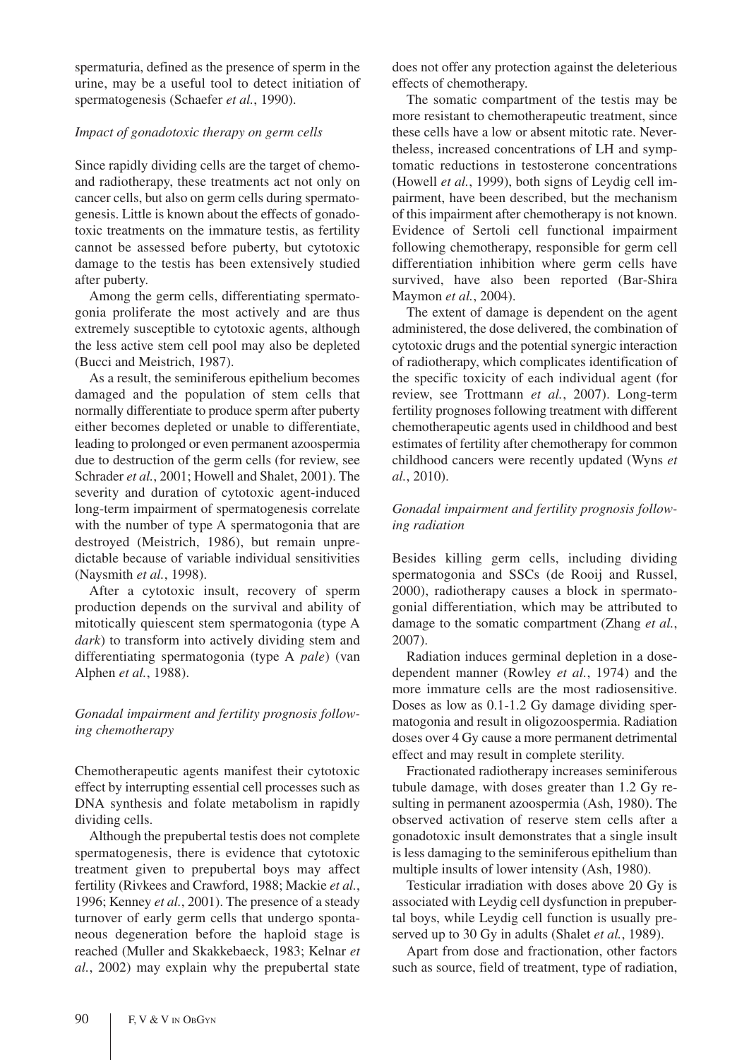spermaturia, defined as the presence of sperm in the urine, may be a useful tool to detect initiation of spermatogenesis (Schaefer *et al.*, 1990).

### *Impact of gonadotoxic therapy on germ cells*

Since rapidly dividing cells are the target of chemo- and radiotherapy, these treatments act not only on cancer cells, but also on germ cells during spermatogenesis. Little is known about the effects of gonadotoxic treatments on the immature testis, as fertility cannot be assessed before puberty, but cytotoxic damage to the testis has been extensively studied after puberty.

Among the germ cells, differentiating spermatogonia proliferate the most actively and are thus extremely susceptible to cytotoxic agents, although the less active stem cell pool may also be depleted (Bucci and Meistrich, 1987).

As a result, the seminiferous epithelium becomes damaged and the population of stem cells that normally differentiate to produce sperm after puberty either becomes depleted or unable to differentiate, leading to prolonged or even permanent azoospermia due to destruction of the germ cells (for review, see Schrader *et al.*, 2001; Howell and Shalet, 2001). The severity and duration of cytotoxic agent-induced long-term impairment of spermatogenesis correlate with the number of type A spermatogonia that are destroyed (Meistrich, 1986), but remain unpredictable because of variable individual sensitivities (Naysmith *et al.*, 1998).

After a cytotoxic insult, recovery of sperm production depends on the survival and ability of mitotically quiescent stem spermatogonia (type A *dark*) to transform into actively dividing stem and differentiating spermatogonia (type A *pale*) (van Alphen *et al.*, 1988).

### *Gonadal impairment and fertility prognosis following chemotherapy*

Chemotherapeutic agents manifest their cytotoxic effect by interrupting essential cell processes such as DNA synthesis and folate metabolism in rapidly dividing cells.

Although the prepubertal testis does not complete spermatogenesis, there is evidence that cytotoxic treatment given to prepubertal boys may affect fertility (Rivkees and Crawford, 1988; Mackie *et al.*, 1996; Kenney *et al.*, 2001). The presence of a steady turnover of early germ cells that undergo spontaneous degeneration before the haploid stage is reached (Muller and Skakkebaeck, 1983; Kelnar *et al.*, 2002) may explain why the prepubertal state does not offer any protection against the deleterious effects of chemotherapy.

The somatic compartment of the testis may be more resistant to chemotherapeutic treatment, since these cells have a low or absent mitotic rate. Nevertheless, increased concentrations of LH and symptomatic reductions in testosterone concentrations (Howell *et al.*, 1999), both signs of Leydig cell impairment, have been described, but the mechanism of this impairment after chemotherapy is not known. Evidence of Sertoli cell functional impairment following chemotherapy, responsible for germ cell differentiation inhibition where germ cells have survived, have also been reported (Bar-Shira Maymon *et al.*, 2004).

The extent of damage is dependent on the agent administered, the dose delivered, the combination of cytotoxic drugs and the potential synergic interaction of radiotherapy, which complicates identification of the specific toxicity of each individual agent (for review, see Trottmann *et al.*, 2007). Long-term fertility prognoses following treatment with different chemotherapeutic agents used in childhood and best estimates of fertility after chemotherapy for common childhood cancers were recently updated (Wyns *et al.*, 2010).

### *Gonadal impairment and fertility prognosis following radiation*

Besides killing germ cells, including dividing spermatogonia and SSCs (de Rooij and Russel, 2000), radiotherapy causes a block in spermatogonial differentiation, which may be attributed to damage to the somatic compartment (Zhang *et al.*, 2007).

Radiation induces germinal depletion in a dose-dependent manner (Rowley *et al.*, 1974) and the more immature cells are the most radiosensitive. Doses as low as 0.1-1.2 Gy damage dividing spermatogonia and result in oligozoospermia. Radiation doses over 4 Gy cause a more permanent detrimental effect and may result in complete sterility.

Fractionated radiotherapy increases seminiferous tubule damage, with doses greater than 1.2 Gy resulting in permanent azoospermia (Ash, 1980). The observed activation of reserve stem cells after a gonadotoxic insult demonstrates that a single insult is less damaging to the seminiferous epithelium than multiple insults of lower intensity (Ash, 1980).

Testicular irradiation with doses above 20 Gy is associated with Leydig cell dysfunction in prepubertal boys, while Leydig cell function is usually preserved up to 30 Gy in adults (Shalet *et al.*, 1989).

Apart from dose and fractionation, other factors such as source, field of treatment, type of radiation,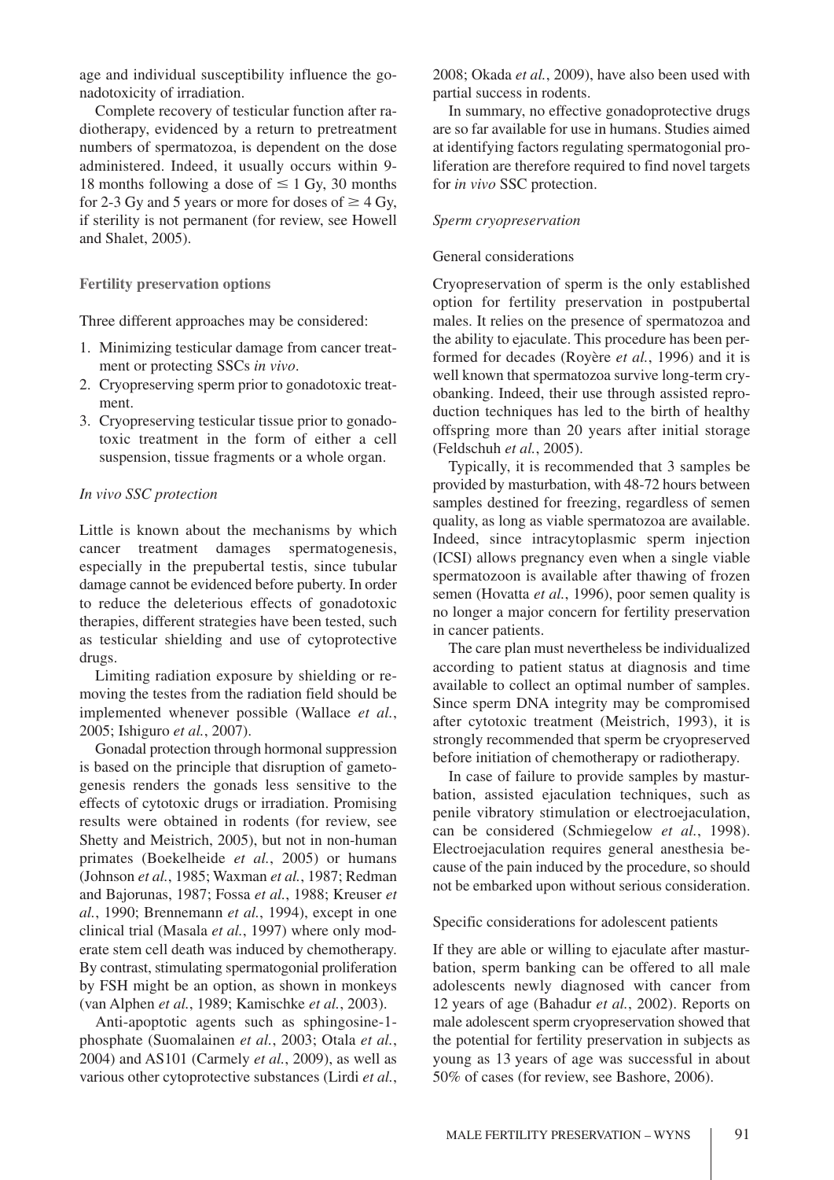age and individual susceptibility influence the gonadotoxicity of irradiation.

Complete recovery of testicular function after radiotherapy, evidenced by a return to pretreatment numbers of spermatozoa, is dependent on the dose administered. Indeed, it usually occurs within 9-18 months following a dose of $\leq 1$ Gy, 30 months for 2-3 Gy and 5 years or more for doses of $\geq 4$ Gy, if sterility is not permanent (for review, see Howell and Shalet, 2005).

## Fertility preservation options

Three different approaches may be considered:

1. Minimizing testicular damage from cancer treatment or protecting SSCs *in vivo*.
2. Cryopreserving sperm prior to gonadotoxic treatment.
3. Cryopreserving testicular tissue prior to gonadotoxic treatment in the form of either a cell suspension, tissue fragments or a whole organ.

### *In vivo SSC protection*

Little is known about the mechanisms by which cancer treatment damages spermatogenesis, especially in the prepubertal testis, since tubular damage cannot be evidenced before puberty. In order to reduce the deleterious effects of gonadotoxic therapies, different strategies have been tested, such as testicular shielding and use of cytoprotective drugs.

Limiting radiation exposure by shielding or removing the testes from the radiation field should be implemented whenever possible (Wallace *et al.*, 2005; Ishiguro *et al.*, 2007).

Gonadal protection through hormonal suppression is based on the principle that disruption of gametogenesis renders the gonads less sensitive to the effects of cytotoxic drugs or irradiation. Promising results were obtained in rodents (for review, see Shetty and Meistrich, 2005), but not in non-human primates (Boekelheide *et al.*, 2005) or humans (Johnson *et al.*, 1985; Waxman *et al.*, 1987; Redman and Bajorunas, 1987; Fossa *et al.*, 1988; Kreuser *et al.*, 1990; Brennemann *et al.*, 1994), except in one clinical trial (Masala *et al.*, 1997) where only moderate stem cell death was induced by chemotherapy. By contrast, stimulating spermatogonial proliferation by FSH might be an option, as shown in monkeys (van Alphen *et al.*, 1989; Kamischke *et al.*, 2003).

Anti-apoptotic agents such as sphingosine-1-phosphate (Suomalainen *et al.*, 2003; Otala *et al.*, 2004) and AS101 (Carmely *et al.*, 2009), as well as various other cytoprotective substances (Lirdi *et al.*, 2008; Okada *et al.*, 2009), have also been used with partial success in rodents.

In summary, no effective gonadoprotective drugs are so far available for use in humans. Studies aimed at identifying factors regulating spermatogonial proliferation are therefore required to find novel targets for *in vivo* SSC protection.

### *Sperm cryopreservation*

#### General considerations

Cryopreservation of sperm is the only established option for fertility preservation in postpubertal males. It relies on the presence of spermatozoa and the ability to ejaculate. This procedure has been performed for decades (Royère *et al.*, 1996) and it is well known that spermatozoa survive long-term cryobanking. Indeed, their use through assisted reproduction techniques has led to the birth of healthy offspring more than 20 years after initial storage (Feldschuh *et al.*, 2005).

Typically, it is recommended that 3 samples be provided by masturbation, with 48-72 hours between samples destined for freezing, regardless of semen quality, as long as viable spermatozoa are available. Indeed, since intracytoplasmic sperm injection (ICSI) allows pregnancy even when a single viable spermatozoon is available after thawing of frozen semen (Hovatta *et al.*, 1996), poor semen quality is no longer a major concern for fertility preservation in cancer patients.

The care plan must nevertheless be individualized according to patient status at diagnosis and time available to collect an optimal number of samples. Since sperm DNA integrity may be compromised after cytotoxic treatment (Meistrich, 1993), it is strongly recommended that sperm be cryopreserved before initiation of chemotherapy or radiotherapy.

In case of failure to provide samples by masturbation, assisted ejaculation techniques, such as penile vibratory stimulation or electroejaculation, can be considered (Schmiegelow *et al.*, 1998). Electroejaculation requires general anesthesia because of the pain induced by the procedure, so should not be embarked upon without serious consideration.

#### Specific considerations for adolescent patients

If they are able or willing to ejaculate after masturbation, sperm banking can be offered to all male adolescents newly diagnosed with cancer from 12 years of age (Bahadur *et al.*, 2002). Reports on male adolescent sperm cryopreservation showed that the potential for fertility preservation in subjects as young as 13 years of age was successful in about 50% of cases (for review, see Bashore, 2006).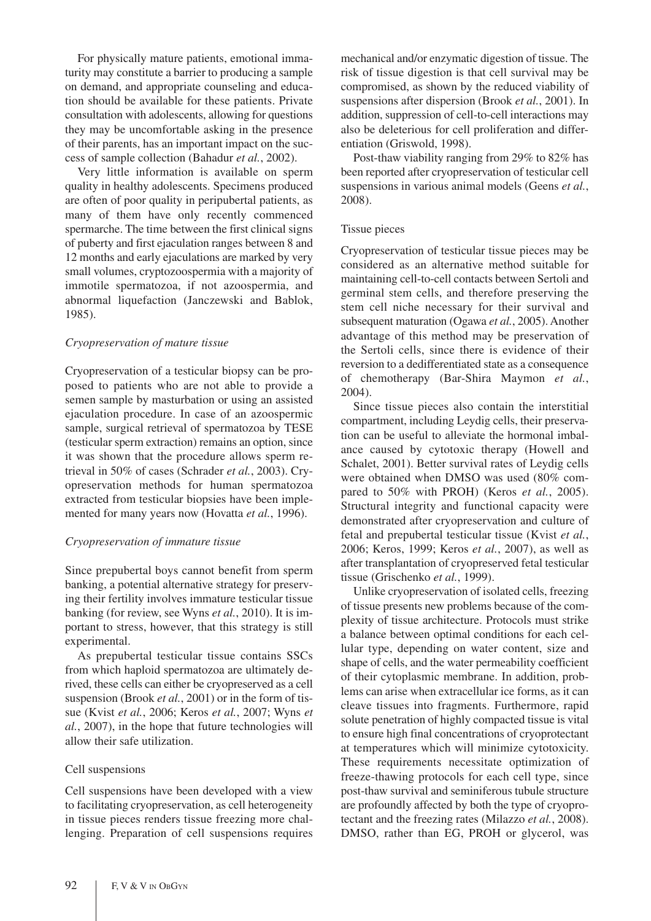For physically mature patients, emotional immaturity may constitute a barrier to producing a sample on demand, and appropriate counseling and education should be available for these patients. Private consultation with adolescents, allowing for questions they may be uncomfortable asking in the presence of their parents, has an important impact on the success of sample collection (Bahadur *et al.*, 2002).

Very little information is available on sperm quality in healthy adolescents. Specimens produced are often of poor quality in peripubertal patients, as many of them have only recently commenced spermarche. The time between the first clinical signs of puberty and first ejaculation ranges between 8 and 12 months and early ejaculations are marked by very small volumes, cryptozoospermia with a majority of immotile spermatozoa, if not azoospermia, and abnormal liquefaction (Janczewski and Bablok, 1985).

### *Cryopreservation of mature tissue*

Cryopreservation of a testicular biopsy can be proposed to patients who are not able to provide a semen sample by masturbation or using an assisted ejaculation procedure. In case of an azoospermic sample, surgical retrieval of spermatozoa by TESE (testicular sperm extraction) remains an option, since it was shown that the procedure allows sperm retrieval in 50% of cases (Schrader *et al.*, 2003). Cryopreservation methods for human spermatozoa extracted from testicular biopsies have been implemented for many years now (Hovatta *et al.*, 1996).

### *Cryopreservation of immature tissue*

Since prepubertal boys cannot benefit from sperm banking, a potential alternative strategy for preserving their fertility involves immature testicular tissue banking (for review, see Wyns *et al.*, 2010). It is important to stress, however, that this strategy is still experimental.

As prepubertal testicular tissue contains SSCs from which haploid spermatozoa are ultimately derived, these cells can either be cryopreserved as a cell suspension (Brook *et al.*, 2001) or in the form of tissue (Kvist *et al.*, 2006; Keros *et al.*, 2007; Wyns *et al.*, 2007), in the hope that future technologies will allow their safe utilization.

#### Cell suspensions

Cell suspensions have been developed with a view to facilitating cryopreservation, as cell heterogeneity in tissue pieces renders tissue freezing more challenging. Preparation of cell suspensions requires mechanical and/or enzymatic digestion of tissue. The risk of tissue digestion is that cell survival may be compromised, as shown by the reduced viability of suspensions after dispersion (Brook *et al.*, 2001). In addition, suppression of cell-to-cell interactions may also be deleterious for cell proliferation and differentiation (Griswold, 1998).

Post-thaw viability ranging from 29% to 82% has been reported after cryopreservation of testicular cell suspensions in various animal models (Geens *et al.*, 2008).

#### Tissue pieces

Cryopreservation of testicular tissue pieces may be considered as an alternative method suitable for maintaining cell-to-cell contacts between Sertoli and germinal stem cells, and therefore preserving the stem cell niche necessary for their survival and subsequent maturation (Ogawa *et al.*, 2005). Another advantage of this method may be preservation of the Sertoli cells, since there is evidence of their reversion to a dedifferentiated state as a consequence of chemotherapy (Bar-Shira Maymon *et al.*, 2004).

Since tissue pieces also contain the interstitial compartment, including Leydig cells, their preservation can be useful to alleviate the hormonal imbalance caused by cytotoxic therapy (Howell and Schalet, 2001). Better survival rates of Leydig cells were obtained when DMSO was used (80% compared to 50% with PROH) (Keros *et al.*, 2005). Structural integrity and functional capacity were demonstrated after cryopreservation and culture of fetal and prepubertal testicular tissue (Kvist *et al.*, 2006; Keros, 1999; Keros *et al.*, 2007), as well as after transplantation of cryopreserved fetal testicular tissue (Grischenko *et al.*, 1999).

Unlike cryopreservation of isolated cells, freezing of tissue presents new problems because of the complexity of tissue architecture. Protocols must strike a balance between optimal conditions for each cellular type, depending on water content, size and shape of cells, and the water permeability coefficient of their cytoplasmic membrane. In addition, problems can arise when extracellular ice forms, as it can cleave tissues into fragments. Furthermore, rapid solute penetration of highly compacted tissue is vital to ensure high final concentrations of cryoprotectant at temperatures which will minimize cytotoxicity. These requirements necessitate optimization of freeze-thawing protocols for each cell type, since post-thaw survival and seminiferous tubule structure are profoundly affected by both the type of cryoprotectant and the freezing rates (Milazzo *et al.*, 2008). DMSO, rather than EG, PROH or glycerol, was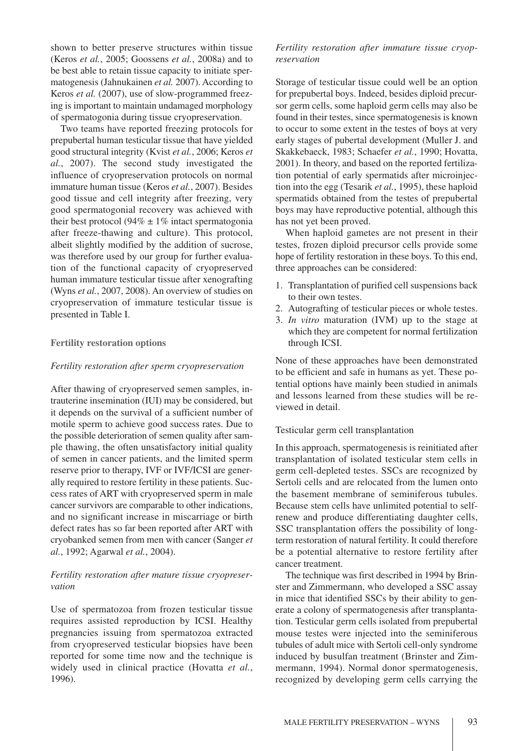shown to better preserve structures within tissue (Keros *et al.*, 2005; Goossens *et al.*, 2008a) and to be best able to retain tissue capacity to initiate spermatogenesis (Jahnukainen *et al.* 2007). According to Keros *et al.* (2007), use of slow-programmed freezing is important to maintain undamaged morphology of spermatogonia during tissue cryopreservation.

Two teams have reported freezing protocols for prepubertal human testicular tissue that have yielded good structural integrity (Kvist *et al.*, 2006; Keros *et al.*, 2007). The second study investigated the influence of cryopreservation protocols on normal immature human tissue (Keros *et al.*, 2007). Besides good tissue and cell integrity after freezing, very good spermatogonial recovery was achieved with their best protocol ($94\% \pm 1\%$ intact spermatogonia after freeze-thawing and culture). This protocol, albeit slightly modified by the addition of sucrose, was therefore used by our group for further evaluation of the functional capacity of cryopreserved human immature testicular tissue after xenografting (Wyns *et al.*, 2007, 2008). An overview of studies on cryopreservation of immature testicular tissue is presented in Table I.

## Fertility restoration options

### *Fertility restoration after sperm cryopreservation*

After thawing of cryopreserved semen samples, intrauterine insemination (IUI) may be considered, but it depends on the survival of a sufficient number of motile sperm to achieve good success rates. Due to the possible deterioration of semen quality after sample thawing, the often unsatisfactory initial quality of semen in cancer patients, and the limited sperm reserve prior to therapy, IVF or IVF/ICSI are generally required to restore fertility in these patients. Success rates of ART with cryopreserved sperm in male cancer survivors are comparable to other indications, and no significant increase in miscarriage or birth defect rates has so far been reported after ART with cryobanked semen from men with cancer (Sanger *et al.*, 1992; Agarwal *et al.*, 2004).

### *Fertility restoration after mature tissue cryopreservation*

Use of spermatozoa from frozen testicular tissue requires assisted reproduction by ICSI. Healthy pregnancies issuing from spermatozoa extracted from cryopreserved testicular biopsies have been reported for some time now and the technique is widely used in clinical practice (Hovatta *et al.*, 1996).

### *Fertility restoration after immature tissue cryopreservation*

Storage of testicular tissue could well be an option for prepubertal boys. Indeed, besides diploid precursor germ cells, some haploid germ cells may also be found in their testes, since spermatogenesis is known to occur to some extent in the testes of boys at very early stages of pubertal development (Muller J. and Skakkebaeck, 1983; Schaefer *et al.*, 1990; Hovatta, 2001). In theory, and based on the reported fertilization potential of early spermatids after microinjection into the egg (Tesarik *et al.*, 1995), these haploid spermatids obtained from the testes of prepubertal boys may have reproductive potential, although this has not yet been proved.

When haploid gametes are not present in their testes, frozen diploid precursor cells provide some hope of fertility restoration in these boys. To this end, three approaches can be considered:

1. Transplantation of purified cell suspensions back to their own testes.
2. Autografting of testicular pieces or whole testes.
3. *In vitro* maturation (IVM) up to the stage at which they are competent for normal fertilization through ICSI.

None of these approaches have been demonstrated to be efficient and safe in humans as yet. These potential options have mainly been studied in animals and lessons learned from these studies will be reviewed in detail.

#### Testicular germ cell transplantation

In this approach, spermatogenesis is reinitiated after transplantation of isolated testicular stem cells in germ cell-depleted testes. SSCs are recognized by Sertoli cells and are relocated from the lumen onto the basement membrane of seminiferous tubules. Because stem cells have unlimited potential to self-renew and produce differentiating daughter cells, SSC transplantation offers the possibility of long-term restoration of natural fertility. It could therefore be a potential alternative to restore fertility after cancer treatment.

The technique was first described in 1994 by Brinster and Zimmermann, who developed a SSC assay in mice that identified SSCs by their ability to generate a colony of spermatogenesis after transplantation. Testicular germ cells isolated from prepubertal mouse testes were injected into the seminiferous tubules of adult mice with Sertoli cell-only syndrome induced by busulfan treatment (Brinster and Zimmermann, 1994). Normal donor spermatogenesis, recognized by developing germ cells carrying the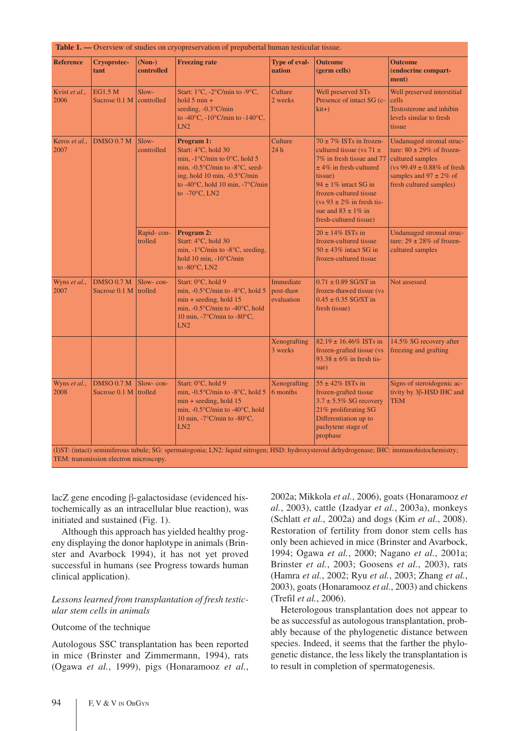**Table 1. —** Overview of studies on cryopreservation of prepubertal human testicular tissue.

| Reference | Cryoprotectant | (Non-) controlled | Freezing rate | Type of evaluation | Outcome (germ cells) | Outcome (endocrine compartment) |
|---|---|---|---|---|---|---|
| Kvist *et al.*, 2006 | EG1.5 M Sucrose 0.1 M | Slow-controlled | Start: 1°C, -2°C/min to -9°C, hold 5 min + seeding, -0.3°C/min to -40°C, -10°C/min to -140°C, LN2 | Culture 2 weeks | Well preserved STs Presence of intact SG (c-kit+) | Well preserved interstitial cells Testosterone and inhibin levels similar to fresh tissue |
| Keros *et al.*, 2007 | DMSO 0.7 M | Slow-controlled | **Program 1:** Start: 4°C, hold 30 min, -1°C/min to 0°C, hold 5 min, -0.5°C/min to -8°C, seeding, hold 10 min, -0.5°C/min to -40°C, hold 10 min, -7°C/min to -70°C, LN2 | Culture 24 h | 70 ± 7% ISTs in frozen-cultured tissue (vs 71 ± 7% in fresh tissue and 77 ± 4% in fresh-cultured tissue) 94 ± 1% intact SG in frozen-cultured tissue (vs 93 ± 2% in fresh tissue and 83 ± 1% in fresh-cultured tissue) | Undamaged stromal structure: 80 ± 29% of frozen-cultured samples (vs 99.49 ± 0.88% of fresh samples and 97 ± 2% of fresh cultured samples) |
| | | Rapid-controlled | **Program 2:** Start: 4°C, hold 30 min, -1°C/min to -8°C, seeding, hold 10 min, -10°C/min to -80°C, LN2 | | 20 ± 14% ISTs in frozen-cultured tissue 50 ± 43% intact SG in frozen-cultured tissue | Undamaged stromal structure: 29 ± 28% of frozen-cultured samples |
| Wyns *et al.*, 2007 | DMSO 0.7 M Sucrose 0.1 M | Slow-controlled | Start: 0°C, hold 9 min, -0.5°C/min to -8°C, hold 5 min + seeding, hold 15 min, -0.5°C/min to -40°C, hold 10 min, -7°C/min to -80°C, LN2 | Immediate post-thaw evaluation | 0.71 ± 0.89 SG/ST in frozen-thawed tissue (vs 0.45 ± 0.35 SG/ST in fresh tissue) | Not assessed |
| | | | | Xenografting 3 weeks | 82.19 ± 16.46% ISTs in frozen-grafted tissue (vs 93.38 ± 6% in fresh tissue) | 14.5% SG recovery after freezing and grafting |
| Wyns *et al.*, 2008 | DMSO 0.7 M Sucrose 0.1 M | Slow-controlled | Start: 0°C, hold 9 min, -0.5°C/min to -8°C, hold 5 min + seeding, hold 15 min, -0.5°C/min to -40°C, hold 10 min, -7°C/min to -80°C, LN2 | Xenografting 6 months | 55 ± 42% ISTs in frozen-grafted tissue 3.7 ± 5.5% SG recovery 21% proliferating SG Differentiation up to pachytene stage of prophase | Signs of steroidogenic activity by 3β-HSD IHC and TEM |

(I)ST: (intact) seminiferous tubule; SG: spermatogonia; LN2: liquid nitrogen; HSD: hydroxysteroid dehydrogenase; IHC: immunohistochemistry; TEM: transmission electron microscopy.

lacZ gene encoding β-galactosidase (evidenced histochemically as an intracellular blue reaction), was initiated and sustained (Fig. 1).

Although this approach has yielded healthy progeny displaying the donor haplotype in animals (Brinster and Avarbock 1994), it has not yet proved successful in humans (see Progress towards human clinical application).

*Lessons learned from transplantation of fresh testicular stem cells in animals*

Outcome of the technique

Autologous SSC transplantation has been reported in mice (Brinster and Zimmermann, 1994), rats (Ogawa *et al.*, 1999), pigs (Honaramooz *et al.*, 2002a; Mikkola *et al.*, 2006), goats (Honaramooz *et al.*, 2003), cattle (Izadyar *et al.*, 2003a), monkeys (Schlatt *et al.*, 2002a) and dogs (Kim *et al.*, 2008). Restoration of fertility from donor stem cells has only been achieved in mice (Brinster and Avarbock, 1994; Ogawa *et al.*, 2000; Nagano *et al.*, 2001a; Brinster *et al.*, 2003; Goosens *et al.*, 2003), rats (Hamra *et al.*, 2002; Ryu *et al.*, 2003; Zhang *et al.*, 2003), goats (Honaramooz *et al.*, 2003) and chickens (Trefil *et al.*, 2006).

Heterologous transplantation does not appear to be as successful as autologous transplantation, probably because of the phylogenetic distance between species. Indeed, it seems that the farther the phylogenetic distance, the less likely the transplantation is to result in completion of spermatogenesis.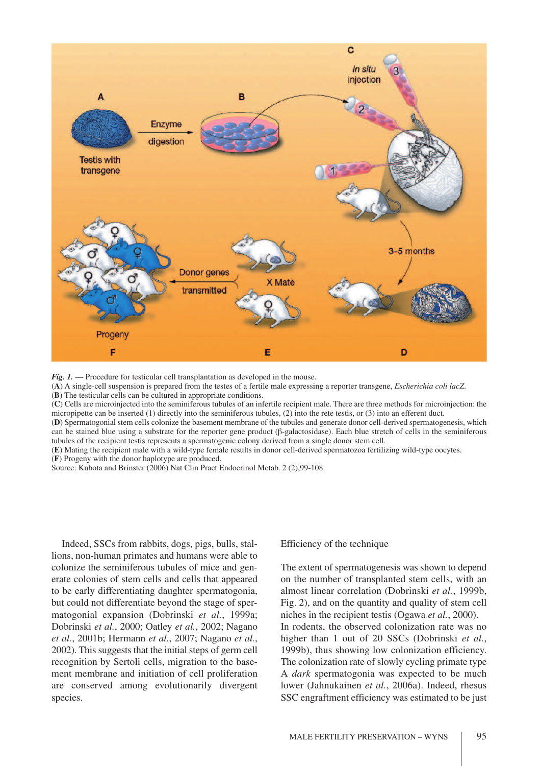*Fig. 1.* — Procedure for testicular cell transplantation as developed in the mouse.
(**A**) A single-cell suspension is prepared from the testes of a fertile male expressing a reporter transgene, *Escherichia coli lacZ.*
(**B**) The testicular cells can be cultured in appropriate conditions.
(**C**) Cells are microinjected into the seminiferous tubules of an infertile recipient male. There are three methods for microinjection: the micropipette can be inserted (1) directly into the seminiferous tubules, (2) into the rete testis, or (3) into an efferent duct.
(**D**) Spermatogonial stem cells colonize the basement membrane of the tubules and generate donor cell-derived spermatogenesis, which can be stained blue using a substrate for the reporter gene product (β-galactosidase). Each blue stretch of cells in the seminiferous tubules of the recipient testis represents a spermatogenic colony derived from a single donor stem cell.
(**E**) Mating the recipient male with a wild-type female results in donor cell-derived spermatozoa fertilizing wild-type oocytes.
(**F**) Progeny with the donor haplotype are produced.
Source: Kubota and Brinster (2006) Nat Clin Pract Endocrinol Metab. 2 (2),99-108.

Indeed, SSCs from rabbits, dogs, pigs, bulls, stallions, non-human primates and humans were able to colonize the seminiferous tubules of mice and generate colonies of stem cells and cells that appeared to be early differentiating daughter spermatogonia, but could not differentiate beyond the stage of spermatogonial expansion (Dobrinski *et al.*, 1999a; Dobrinski *et al.*, 2000; Oatley *et al.*, 2002; Nagano *et al.*, 2001b; Hermann *et al.*, 2007; Nagano *et al.*, 2002). This suggests that the initial steps of germ cell recognition by Sertoli cells, migration to the basement membrane and initiation of cell proliferation are conserved among evolutionarily divergent species.

Efficiency of the technique

The extent of spermatogenesis was shown to depend on the number of transplanted stem cells, with an almost linear correlation (Dobrinski *et al.*, 1999b, Fig. 2), and on the quantity and quality of stem cell niches in the recipient testis (Ogawa *et al.*, 2000). In rodents, the observed colonization rate was no higher than 1 out of 20 SSCs (Dobrinski *et al.*, 1999b), thus showing low colonization efficiency. The colonization rate of slowly cycling primate type A *dark* spermatogonia was expected to be much lower (Jahnukainen *et al.*, 2006a). Indeed, rhesus SSC engraftment efficiency was estimated to be just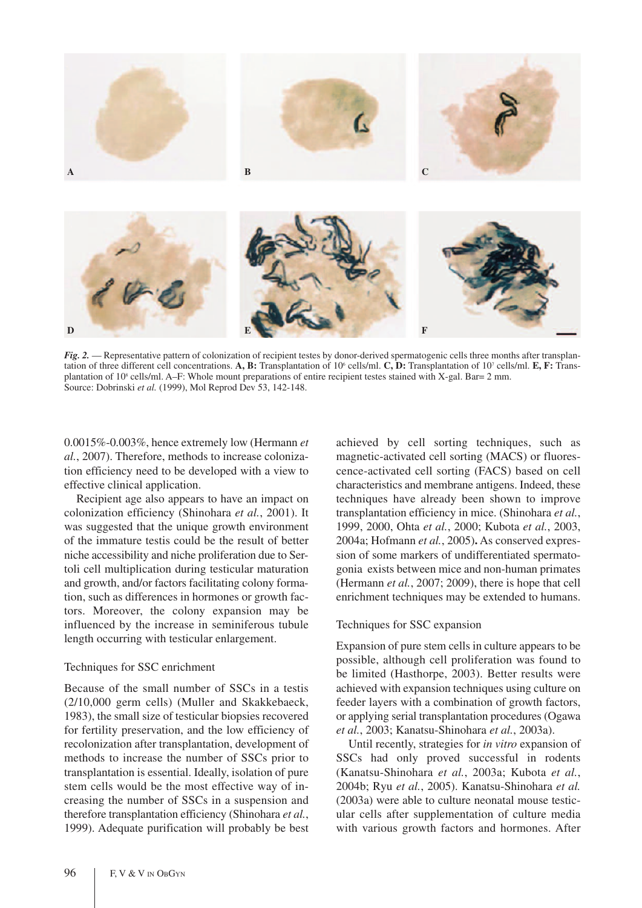*Fig. 2.* — Representative pattern of colonization of recipient testes by donor-derived spermatogenic cells three months after transplantation of three different cell concentrations. **A, B:** Transplantation of $10^6$ cells/ml. **C, D:** Transplantation of $10^7$ cells/ml. **E, F:** Transplantation of $10^8$ cells/ml. A–F: Whole mount preparations of entire recipient testes stained with X-gal. Bar= 2 mm.
Source: Dobrinski *et al.* (1999), Mol Reprod Dev 53, 142-148.

0.0015%-0.003%, hence extremely low (Hermann *et al.*, 2007). Therefore, methods to increase colonization efficiency need to be developed with a view to effective clinical application.

Recipient age also appears to have an impact on colonization efficiency (Shinohara *et al.*, 2001). It was suggested that the unique growth environment of the immature testis could be the result of better niche accessibility and niche proliferation due to Sertoli cell multiplication during testicular maturation and growth, and/or factors facilitating colony formation, such as differences in hormones or growth factors. Moreover, the colony expansion may be influenced by the increase in seminiferous tubule length occurring with testicular enlargement.

### Techniques for SSC enrichment

Because of the small number of SSCs in a testis (2/10,000 germ cells) (Muller and Skakkebaeck, 1983), the small size of testicular biopsies recovered for fertility preservation, and the low efficiency of recolonization after transplantation, development of methods to increase the number of SSCs prior to transplantation is essential. Ideally, isolation of pure stem cells would be the most effective way of increasing the number of SSCs in a suspension and therefore transplantation efficiency (Shinohara *et al.*, 1999). Adequate purification will probably be best achieved by cell sorting techniques, such as magnetic-activated cell sorting (MACS) or fluorescence-activated cell sorting (FACS) based on cell characteristics and membrane antigens. Indeed, these techniques have already been shown to improve transplantation efficiency in mice. (Shinohara *et al.*, 1999, 2000, Ohta *et al.*, 2000; Kubota *et al.*, 2003, 2004a; Hofmann *et al.*, 2005)**.** As conserved expression of some markers of undifferentiated spermatogonia exists between mice and non-human primates (Hermann *et al.*, 2007; 2009), there is hope that cell enrichment techniques may be extended to humans.

### Techniques for SSC expansion

Expansion of pure stem cells in culture appears to be possible, although cell proliferation was found to be limited (Hasthorpe, 2003). Better results were achieved with expansion techniques using culture on feeder layers with a combination of growth factors, or applying serial transplantation procedures (Ogawa *et al.*, 2003; Kanatsu-Shinohara *et al.*, 2003a).

Until recently, strategies for *in vitro* expansion of SSCs had only proved successful in rodents (Kanatsu-Shinohara *et al.*, 2003a; Kubota *et al.*, 2004b; Ryu *et al.*, 2005). Kanatsu-Shinohara *et al.* (2003a) were able to culture neonatal mouse testicular cells after supplementation of culture media with various growth factors and hormones. After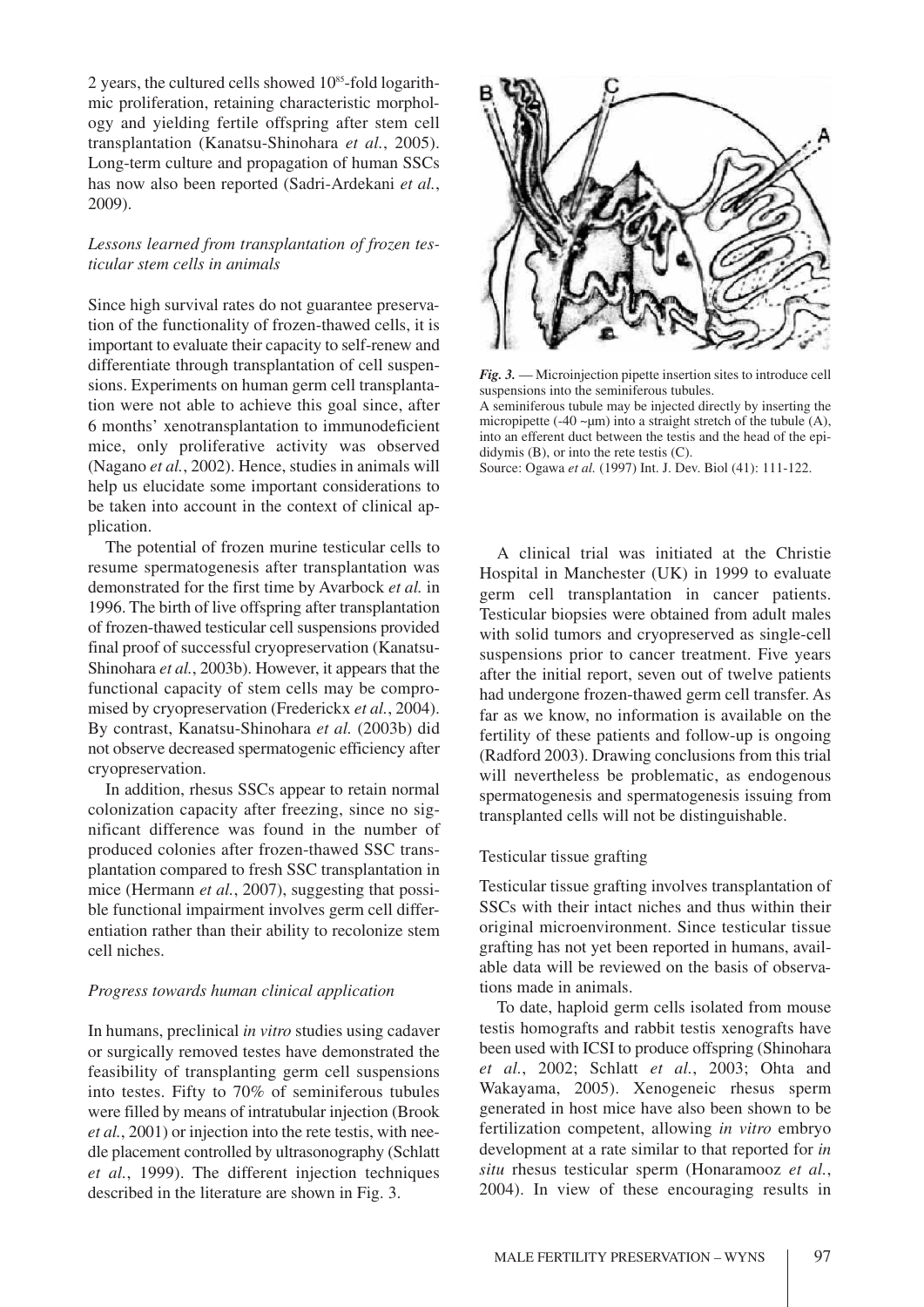2 years, the cultured cells showed $10^{85}$-fold logarithmic proliferation, retaining characteristic morphology and yielding fertile offspring after stem cell transplantation (Kanatsu-Shinohara *et al.*, 2005). Long-term culture and propagation of human SSCs has now also been reported (Sadri-Ardekani *et al.*, 2009).

### *Lessons learned from transplantation of frozen testicular stem cells in animals*

Since high survival rates do not guarantee preservation of the functionality of frozen-thawed cells, it is important to evaluate their capacity to self-renew and differentiate through transplantation of cell suspensions. Experiments on human germ cell transplantation were not able to achieve this goal since, after 6 months' xenotransplantation to immunodeficient mice, only proliferative activity was observed (Nagano *et al.*, 2002). Hence, studies in animals will help us elucidate some important considerations to be taken into account in the context of clinical application.

The potential of frozen murine testicular cells to resume spermatogenesis after transplantation was demonstrated for the first time by Avarbock *et al.* in 1996. The birth of live offspring after transplantation of frozen-thawed testicular cell suspensions provided final proof of successful cryopreservation (Kanatsu-Shinohara *et al.*, 2003b). However, it appears that the functional capacity of stem cells may be compromised by cryopreservation (Frederickx *et al.*, 2004). By contrast, Kanatsu-Shinohara *et al.* (2003b) did not observe decreased spermatogenic efficiency after cryopreservation.

In addition, rhesus SSCs appear to retain normal colonization capacity after freezing, since no significant difference was found in the number of produced colonies after frozen-thawed SSC transplantation compared to fresh SSC transplantation in mice (Hermann *et al.*, 2007), suggesting that possible functional impairment involves germ cell differentiation rather than their ability to recolonize stem cell niches.

### *Progress towards human clinical application*

In humans, preclinical *in vitro* studies using cadaver or surgically removed testes have demonstrated the feasibility of transplanting germ cell suspensions into testes. Fifty to 70% of seminiferous tubules were filled by means of intratubular injection (Brook *et al.*, 2001) or injection into the rete testis, with needle placement controlled by ultrasonography (Schlatt *et al.*, 1999). The different injection techniques described in the literature are shown in Fig. 3.

***Fig. 3.*** — Microinjection pipette insertion sites to introduce cell suspensions into the seminiferous tubules.
A seminiferous tubule may be injected directly by inserting the micropipette (-40 ~µm) into a straight stretch of the tubule (A), into an efferent duct between the testis and the head of the epididymis (B), or into the rete testis (C).
Source: Ogawa *et al.* (1997) Int. J. Dev. Biol (41): 111-122.

A clinical trial was initiated at the Christie Hospital in Manchester (UK) in 1999 to evaluate germ cell transplantation in cancer patients. Testicular biopsies were obtained from adult males with solid tumors and cryopreserved as single-cell suspensions prior to cancer treatment. Five years after the initial report, seven out of twelve patients had undergone frozen-thawed germ cell transfer. As far as we know, no information is available on the fertility of these patients and follow-up is ongoing (Radford 2003). Drawing conclusions from this trial will nevertheless be problematic, as endogenous spermatogenesis and spermatogenesis issuing from transplanted cells will not be distinguishable.

## Testicular tissue grafting

Testicular tissue grafting involves transplantation of SSCs with their intact niches and thus within their original microenvironment. Since testicular tissue grafting has not yet been reported in humans, available data will be reviewed on the basis of observations made in animals.

To date, haploid germ cells isolated from mouse testis homografts and rabbit testis xenografts have been used with ICSI to produce offspring (Shinohara *et al.*, 2002; Schlatt *et al.*, 2003; Ohta and Wakayama, 2005). Xenogeneic rhesus sperm generated in host mice have also been shown to be fertilization competent, allowing *in vitro* embryo development at a rate similar to that reported for *in situ* rhesus testicular sperm (Honaramooz *et al.*, 2004). In view of these encouraging results in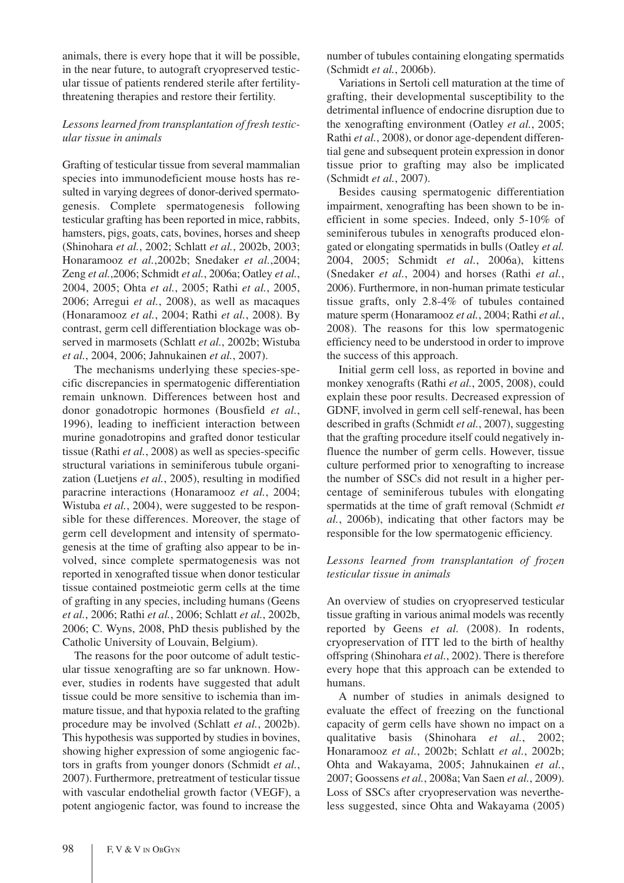animals, there is every hope that it will be possible, in the near future, to autograft cryopreserved testicular tissue of patients rendered sterile after fertility-threatening therapies and restore their fertility.

### *Lessons learned from transplantation of fresh testicular tissue in animals*

Grafting of testicular tissue from several mammalian species into immunodeficient mouse hosts has resulted in varying degrees of donor-derived spermatogenesis. Complete spermatogenesis following testicular grafting has been reported in mice, rabbits, hamsters, pigs, goats, cats, bovines, horses and sheep (Shinohara *et al.*, 2002; Schlatt *et al.*, 2002b, 2003; Honaramooz *et al.*,2002b; Snedaker *et al.*,2004; Zeng *et al.*,2006; Schmidt *et al.*, 2006a; Oatley *et al.*, 2004, 2005; Ohta *et al.*, 2005; Rathi *et al.*, 2005, 2006; Arregui *et al.*, 2008), as well as macaques (Honaramooz *et al.*, 2004; Rathi *et al.*, 2008). By contrast, germ cell differentiation blockage was observed in marmosets (Schlatt *et al.*, 2002b; Wistuba *et al.*, 2004, 2006; Jahnukainen *et al.*, 2007).

The mechanisms underlying these species-specific discrepancies in spermatogenic differentiation remain unknown. Differences between host and donor gonadotropic hormones (Bousfield *et al.*, 1996), leading to inefficient interaction between murine gonadotropins and grafted donor testicular tissue (Rathi *et al.*, 2008) as well as species-specific structural variations in seminiferous tubule organization (Luetjens *et al.*, 2005), resulting in modified paracrine interactions (Honaramooz *et al.*, 2004; Wistuba *et al.*, 2004), were suggested to be responsible for these differences. Moreover, the stage of germ cell development and intensity of spermatogenesis at the time of grafting also appear to be involved, since complete spermatogenesis was not reported in xenografted tissue when donor testicular tissue contained postmeiotic germ cells at the time of grafting in any species, including humans (Geens *et al.*, 2006; Rathi *et al.*, 2006; Schlatt *et al.*, 2002b, 2006; C. Wyns, 2008, PhD thesis published by the Catholic University of Louvain, Belgium).

The reasons for the poor outcome of adult testicular tissue xenografting are so far unknown. However, studies in rodents have suggested that adult tissue could be more sensitive to ischemia than immature tissue, and that hypoxia related to the grafting procedure may be involved (Schlatt *et al.*, 2002b). This hypothesis was supported by studies in bovines, showing higher expression of some angiogenic factors in grafts from younger donors (Schmidt *et al.*, 2007). Furthermore, pretreatment of testicular tissue with vascular endothelial growth factor (VEGF), a potent angiogenic factor, was found to increase the number of tubules containing elongating spermatids (Schmidt *et al.*, 2006b).

Variations in Sertoli cell maturation at the time of grafting, their developmental susceptibility to the detrimental influence of endocrine disruption due to the xenografting environment (Oatley *et al.*, 2005; Rathi *et al.*, 2008), or donor age-dependent differential gene and subsequent protein expression in donor tissue prior to grafting may also be implicated (Schmidt *et al.*, 2007).

Besides causing spermatogenic differentiation impairment, xenografting has been shown to be inefficient in some species. Indeed, only 5-10% of seminiferous tubules in xenografts produced elongated or elongating spermatids in bulls (Oatley *et al.* 2004, 2005; Schmidt *et al.*, 2006a), kittens (Snedaker *et al.*, 2004) and horses (Rathi *et al.*, 2006). Furthermore, in non-human primate testicular tissue grafts, only 2.8-4% of tubules contained mature sperm (Honaramooz *et al.*, 2004; Rathi *et al.*, 2008). The reasons for this low spermatogenic efficiency need to be understood in order to improve the success of this approach.

Initial germ cell loss, as reported in bovine and monkey xenografts (Rathi *et al.*, 2005, 2008), could explain these poor results. Decreased expression of GDNF, involved in germ cell self-renewal, has been described in grafts (Schmidt *et al.*, 2007), suggesting that the grafting procedure itself could negatively influence the number of germ cells. However, tissue culture performed prior to xenografting to increase the number of SSCs did not result in a higher percentage of seminiferous tubules with elongating spermatids at the time of graft removal (Schmidt *et al.*, 2006b), indicating that other factors may be responsible for the low spermatogenic efficiency.

### *Lessons learned from transplantation of frozen testicular tissue in animals*

An overview of studies on cryopreserved testicular tissue grafting in various animal models was recently reported by Geens *et al.* (2008). In rodents, cryopreservation of ITT led to the birth of healthy offspring (Shinohara *et al.*, 2002). There is therefore every hope that this approach can be extended to humans.

A number of studies in animals designed to evaluate the effect of freezing on the functional capacity of germ cells have shown no impact on a qualitative basis (Shinohara *et al.*, 2002; Honaramooz *et al.*, 2002b; Schlatt *et al.*, 2002b; Ohta and Wakayama, 2005; Jahnukainen *et al.*, 2007; Goossens *et al.*, 2008a; Van Saen *et al.*, 2009). Loss of SSCs after cryopreservation was nevertheless suggested, since Ohta and Wakayama (2005)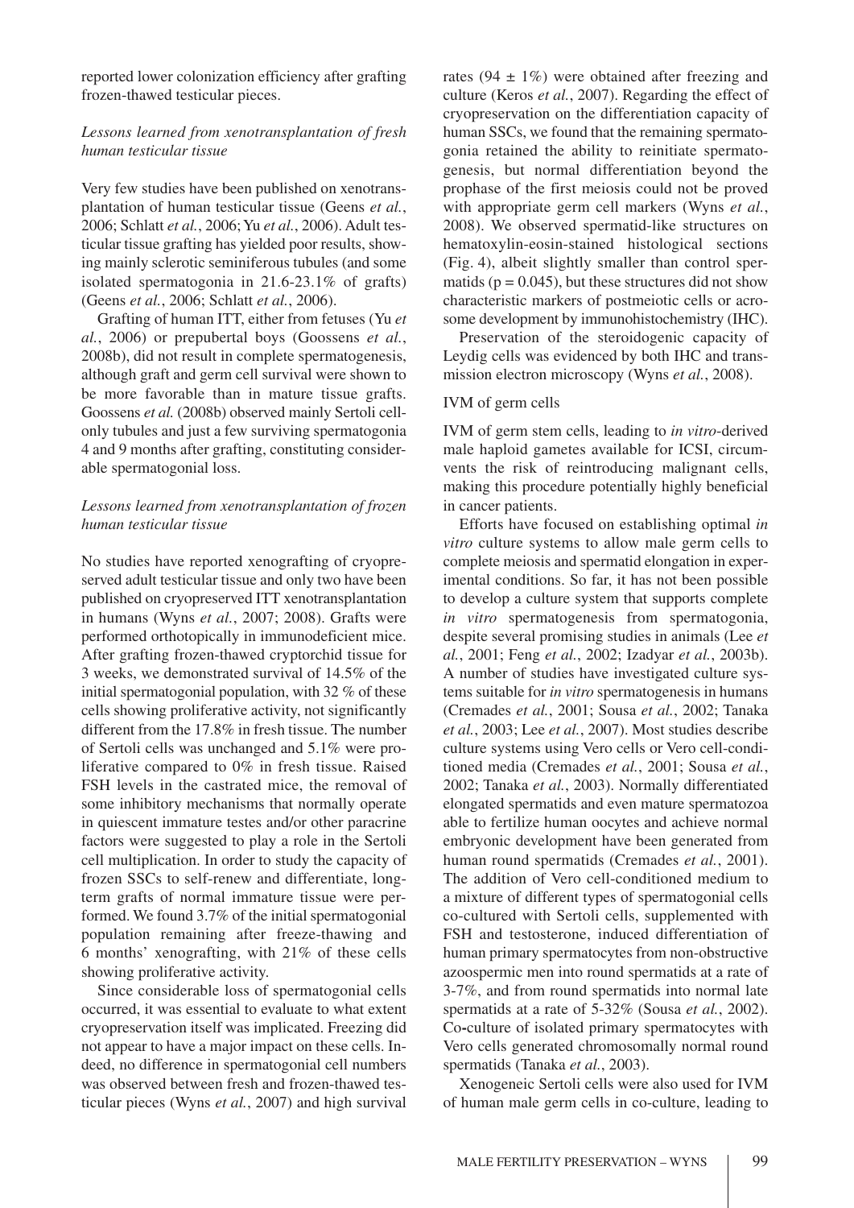reported lower colonization efficiency after grafting frozen-thawed testicular pieces.

### *Lessons learned from xenotransplantation of fresh human testicular tissue*

Very few studies have been published on xenotransplantation of human testicular tissue (Geens *et al.*, 2006; Schlatt *et al.*, 2006; Yu *et al.*, 2006). Adult testicular tissue grafting has yielded poor results, showing mainly sclerotic seminiferous tubules (and some isolated spermatogonia in 21.6-23.1% of grafts) (Geens *et al.*, 2006; Schlatt *et al.*, 2006).

Grafting of human ITT, either from fetuses (Yu *et al.*, 2006) or prepubertal boys (Goossens *et al.*, 2008b), did not result in complete spermatogenesis, although graft and germ cell survival were shown to be more favorable than in mature tissue grafts. Goossens *et al.* (2008b) observed mainly Sertoli cell-only tubules and just a few surviving spermatogonia 4 and 9 months after grafting, constituting considerable spermatogonial loss.

### *Lessons learned from xenotransplantation of frozen human testicular tissue*

No studies have reported xenografting of cryopreserved adult testicular tissue and only two have been published on cryopreserved ITT xenotransplantation in humans (Wyns *et al.*, 2007; 2008). Grafts were performed orthotopically in immunodeficient mice. After grafting frozen-thawed cryptorchid tissue for 3 weeks, we demonstrated survival of 14.5% of the initial spermatogonial population, with 32 % of these cells showing proliferative activity, not significantly different from the 17.8% in fresh tissue. The number of Sertoli cells was unchanged and 5.1% were proliferative compared to 0% in fresh tissue. Raised FSH levels in the castrated mice, the removal of some inhibitory mechanisms that normally operate in quiescent immature testes and/or other paracrine factors were suggested to play a role in the Sertoli cell multiplication. In order to study the capacity of frozen SSCs to self-renew and differentiate, long-term grafts of normal immature tissue were performed. We found 3.7% of the initial spermatogonial population remaining after freeze-thawing and 6 months' xenografting, with 21% of these cells showing proliferative activity.

Since considerable loss of spermatogonial cells occurred, it was essential to evaluate to what extent cryopreservation itself was implicated. Freezing did not appear to have a major impact on these cells. Indeed, no difference in spermatogonial cell numbers was observed between fresh and frozen-thawed testicular pieces (Wyns *et al.*, 2007) and high survival rates ($94 \pm 1\%$) were obtained after freezing and culture (Keros *et al.*, 2007). Regarding the effect of cryopreservation on the differentiation capacity of human SSCs, we found that the remaining spermatogonia retained the ability to reinitiate spermatogenesis, but normal differentiation beyond the prophase of the first meiosis could not be proved with appropriate germ cell markers (Wyns *et al.*, 2008). We observed spermatid-like structures on hematoxylin-eosin-stained histological sections (Fig. 4), albeit slightly smaller than control spermatids ($p = 0.045$), but these structures did not show characteristic markers of postmeiotic cells or acrosome development by immunohistochemistry (IHC).

Preservation of the steroidogenic capacity of Leydig cells was evidenced by both IHC and transmission electron microscopy (Wyns *et al.*, 2008).

## IVM of germ cells

IVM of germ stem cells, leading to *in vitro*-derived male haploid gametes available for ICSI, circumvents the risk of reintroducing malignant cells, making this procedure potentially highly beneficial in cancer patients.

Efforts have focused on establishing optimal *in vitro* culture systems to allow male germ cells to complete meiosis and spermatid elongation in experimental conditions. So far, it has not been possible to develop a culture system that supports complete *in vitro* spermatogenesis from spermatogonia, despite several promising studies in animals (Lee *et al.*, 2001; Feng *et al.*, 2002; Izadyar *et al.*, 2003b). A number of studies have investigated culture systems suitable for *in vitro* spermatogenesis in humans (Cremades *et al.*, 2001; Sousa *et al.*, 2002; Tanaka *et al.*, 2003; Lee *et al.*, 2007). Most studies describe culture systems using Vero cells or Vero cell-conditioned media (Cremades *et al.*, 2001; Sousa *et al.*, 2002; Tanaka *et al.*, 2003). Normally differentiated elongated spermatids and even mature spermatozoa able to fertilize human oocytes and achieve normal embryonic development have been generated from human round spermatids (Cremades *et al.*, 2001). The addition of Vero cell-conditioned medium to a mixture of different types of spermatogonial cells co-cultured with Sertoli cells, supplemented with FSH and testosterone, induced differentiation of human primary spermatocytes from non-obstructive azoospermic men into round spermatids at a rate of 3-7%, and from round spermatids into normal late spermatids at a rate of 5-32% (Sousa *et al.*, 2002). Co-culture of isolated primary spermatocytes with Vero cells generated chromosomally normal round spermatids (Tanaka *et al.*, 2003).

Xenogeneic Sertoli cells were also used for IVM of human male germ cells in co-culture, leading to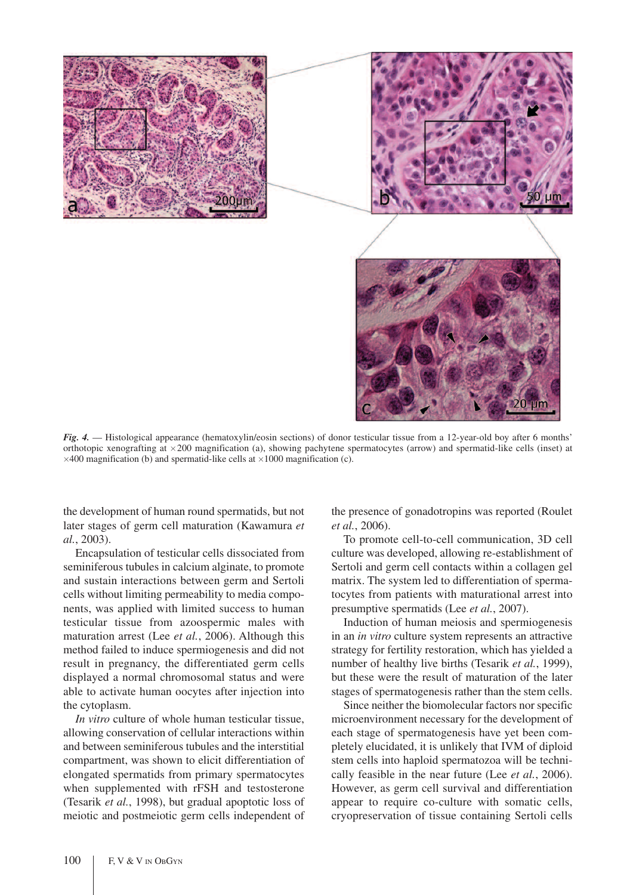*Fig. 4.* — Histological appearance (hematoxylin/eosin sections) of donor testicular tissue from a 12-year-old boy after 6 months' orthotopic xenografting at ×200 magnification (a), showing pachytene spermatocytes (arrow) and spermatid-like cells (inset) at ×400 magnification (b) and spermatid-like cells at ×1000 magnification (c).

the development of human round spermatids, but not later stages of germ cell maturation (Kawamura *et al.*, 2003).

Encapsulation of testicular cells dissociated from seminiferous tubules in calcium alginate, to promote and sustain interactions between germ and Sertoli cells without limiting permeability to media components, was applied with limited success to human testicular tissue from azoospermic males with maturation arrest (Lee *et al.*, 2006). Although this method failed to induce spermiogenesis and did not result in pregnancy, the differentiated germ cells displayed a normal chromosomal status and were able to activate human oocytes after injection into the cytoplasm.

*In vitro* culture of whole human testicular tissue, allowing conservation of cellular interactions within and between seminiferous tubules and the interstitial compartment, was shown to elicit differentiation of elongated spermatids from primary spermatocytes when supplemented with rFSH and testosterone (Tesarik *et al.*, 1998), but gradual apoptotic loss of meiotic and postmeiotic germ cells independent of the presence of gonadotropins was reported (Roulet *et al.*, 2006).

To promote cell-to-cell communication, 3D cell culture was developed, allowing re-establishment of Sertoli and germ cell contacts within a collagen gel matrix. The system led to differentiation of spermatocytes from patients with maturational arrest into presumptive spermatids (Lee *et al.*, 2007).

Induction of human meiosis and spermiogenesis in an *in vitro* culture system represents an attractive strategy for fertility restoration, which has yielded a number of healthy live births (Tesarik *et al.*, 1999), but these were the result of maturation of the later stages of spermatogenesis rather than the stem cells.

Since neither the biomolecular factors nor specific microenvironment necessary for the development of each stage of spermatogenesis have yet been completely elucidated, it is unlikely that IVM of diploid stem cells into haploid spermatozoa will be technically feasible in the near future (Lee *et al.*, 2006). However, as germ cell survival and differentiation appear to require co-culture with somatic cells, cryopreservation of tissue containing Sertoli cells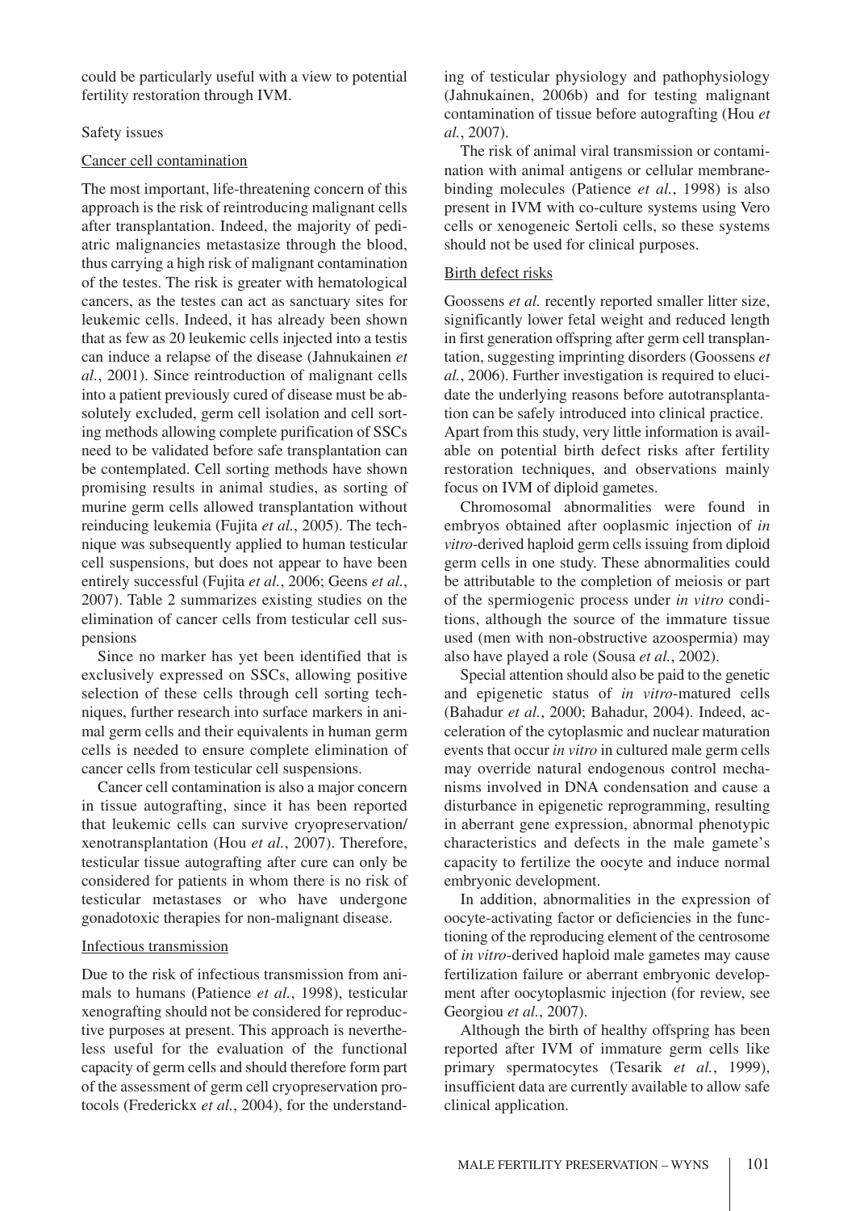could be particularly useful with a view to potential fertility restoration through IVM.

### Safety issues

#### Cancer cell contamination

The most important, life-threatening concern of this approach is the risk of reintroducing malignant cells after transplantation. Indeed, the majority of pediatric malignancies metastasize through the blood, thus carrying a high risk of malignant contamination of the testes. The risk is greater with hematological cancers, as the testes can act as sanctuary sites for leukemic cells. Indeed, it has already been shown that as few as 20 leukemic cells injected into a testis can induce a relapse of the disease (Jahnukainen *et al.*, 2001). Since reintroduction of malignant cells into a patient previously cured of disease must be absolutely excluded, germ cell isolation and cell sorting methods allowing complete purification of SSCs need to be validated before safe transplantation can be contemplated. Cell sorting methods have shown promising results in animal studies, as sorting of murine germ cells allowed transplantation without reinducing leukemia (Fujita *et al.*, 2005). The technique was subsequently applied to human testicular cell suspensions, but does not appear to have been entirely successful (Fujita *et al.*, 2006; Geens *et al.*, 2007). Table 2 summarizes existing studies on the elimination of cancer cells from testicular cell suspensions

Since no marker has yet been identified that is exclusively expressed on SSCs, allowing positive selection of these cells through cell sorting techniques, further research into surface markers in animal germ cells and their equivalents in human germ cells is needed to ensure complete elimination of cancer cells from testicular cell suspensions.

Cancer cell contamination is also a major concern in tissue autografting, since it has been reported that leukemic cells can survive cryopreservation/xenotransplantation (Hou *et al.*, 2007). Therefore, testicular tissue autografting after cure can only be considered for patients in whom there is no risk of testicular metastases or who have undergone gonadotoxic therapies for non-malignant disease.

#### Infectious transmission

Due to the risk of infectious transmission from animals to humans (Patience *et al.*, 1998), testicular xenografting should not be considered for reproductive purposes at present. This approach is nevertheless useful for the evaluation of the functional capacity of germ cells and should therefore form part of the assessment of germ cell cryopreservation protocols (Frederickx *et al.*, 2004), for the understanding of testicular physiology and pathophysiology (Jahnukainen, 2006b) and for testing malignant contamination of tissue before autografting (Hou *et al.*, 2007).

The risk of animal viral transmission or contamination with animal antigens or cellular membrane-binding molecules (Patience *et al.*, 1998) is also present in IVM with co-culture systems using Vero cells or xenogeneic Sertoli cells, so these systems should not be used for clinical purposes.

#### Birth defect risks

Goossens *et al.* recently reported smaller litter size, significantly lower fetal weight and reduced length in first generation offspring after germ cell transplantation, suggesting imprinting disorders (Goossens *et al.*, 2006). Further investigation is required to elucidate the underlying reasons before autotransplantation can be safely introduced into clinical practice. Apart from this study, very little information is available on potential birth defect risks after fertility restoration techniques, and observations mainly focus on IVM of diploid gametes.

Chromosomal abnormalities were found in embryos obtained after ooplasmic injection of *in vitro*-derived haploid germ cells issuing from diploid germ cells in one study. These abnormalities could be attributable to the completion of meiosis or part of the spermiogenic process under *in vitro* conditions, although the source of the immature tissue used (men with non-obstructive azoospermia) may also have played a role (Sousa *et al.*, 2002).

Special attention should also be paid to the genetic and epigenetic status of *in vitro*-matured cells (Bahadur *et al.*, 2000; Bahadur, 2004). Indeed, acceleration of the cytoplasmic and nuclear maturation events that occur *in vitro* in cultured male germ cells may override natural endogenous control mechanisms involved in DNA condensation and cause a disturbance in epigenetic reprogramming, resulting in aberrant gene expression, abnormal phenotypic characteristics and defects in the male gamete's capacity to fertilize the oocyte and induce normal embryonic development.

In addition, abnormalities in the expression of oocyte-activating factor or deficiencies in the functioning of the reproducing element of the centrosome of *in vitro*-derived haploid male gametes may cause fertilization failure or aberrant embryonic development after oocytoplasmic injection (for review, see Georgiou *et al.*, 2007).

Although the birth of healthy offspring has been reported after IVM of immature germ cells like primary spermatocytes (Tesarik *et al.*, 1999), insufficient data are currently available to allow safe clinical application.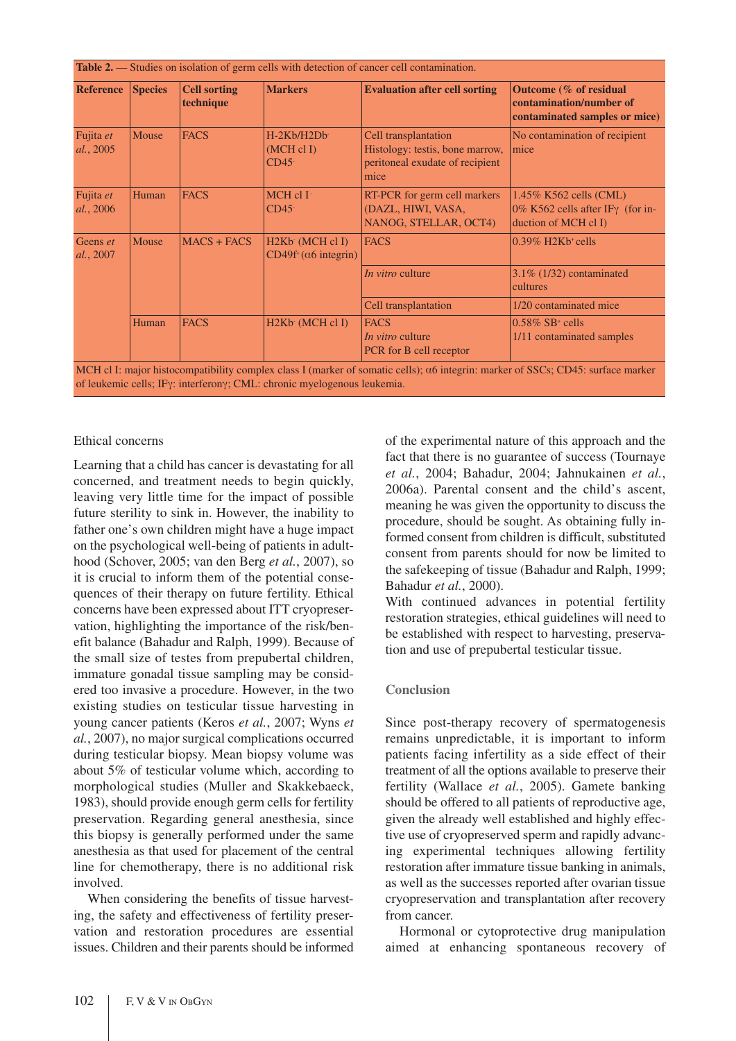**Table 2.** — Studies on isolation of germ cells with detection of cancer cell contamination.

| Reference | Species | Cell sorting technique | Markers | Evaluation after cell sorting | Outcome (% of residual contamination/number of contaminated samples or mice) |
|---|---|---|---|---|---|
| Fujita *et al.*, 2005 | Mouse | FACS | H-2Kb/H2Db$^-$ (MCH cl I) CD45$^-$ | Cell transplantation Histology: testis, bone marrow, peritoneal exudate of recipient mice | No contamination of recipient mice |
| Fujita *et al.*, 2006 | Human | FACS | MCH cl I$^-$ CD45$^-$ | RT-PCR for germ cell markers (DAZL, HIWI, VASA, NANOG, STELLAR, OCT4) | 1.45% K562 cells (CML) 0% K562 cells after IFγ (for induction of MCH cl I) |
| Geens *et al.*, 2007 | Mouse | MACS + FACS | H2Kb$^-$ (MCH cl I) CD49f$^+$ (α6 integrin) | FACS | 0.39% H2Kb$^+$ cells |
| | | | | *In vitro* culture | 3.1% (1/32) contaminated cultures |
| | | | | Cell transplantation | 1/20 contaminated mice |
| | Human | FACS | H2Kb$^-$ (MCH cl I) | FACS *In vitro* culture PCR for B cell receptor | 0.58% SB$^+$ cells 1/11 contaminated samples |

MCH cl I: major histocompatibility complex class I (marker of somatic cells); α6 integrin: marker of SSCs; CD45: surface marker of leukemic cells; IFγ: interferonγ; CML: chronic myelogenous leukemia.

Ethical concerns

Learning that a child has cancer is devastating for all concerned, and treatment needs to begin quickly, leaving very little time for the impact of possible future sterility to sink in. However, the inability to father one's own children might have a huge impact on the psychological well-being of patients in adulthood (Schover, 2005; van den Berg *et al.*, 2007), so it is crucial to inform them of the potential consequences of their therapy on future fertility. Ethical concerns have been expressed about ITT cryopreservation, highlighting the importance of the risk/benefit balance (Bahadur and Ralph, 1999). Because of the small size of testes from prepubertal children, immature gonadal tissue sampling may be considered too invasive a procedure. However, in the two existing studies on testicular tissue harvesting in young cancer patients (Keros *et al.*, 2007; Wyns *et al.*, 2007), no major surgical complications occurred during testicular biopsy. Mean biopsy volume was about 5% of testicular volume which, according to morphological studies (Muller and Skakkebaeck, 1983), should provide enough germ cells for fertility preservation. Regarding general anesthesia, since this biopsy is generally performed under the same anesthesia as that used for placement of the central line for chemotherapy, there is no additional risk involved.

When considering the benefits of tissue harvesting, the safety and effectiveness of fertility preservation and restoration procedures are essential issues. Children and their parents should be informed of the experimental nature of this approach and the fact that there is no guarantee of success (Tournaye *et al.*, 2004; Bahadur, 2004; Jahnukainen *et al.*, 2006a). Parental consent and the child's ascent, meaning he was given the opportunity to discuss the procedure, should be sought. As obtaining fully informed consent from children is difficult, substituted consent from parents should for now be limited to the safekeeping of tissue (Bahadur and Ralph, 1999; Bahadur *et al.*, 2000).

With continued advances in potential fertility restoration strategies, ethical guidelines will need to be established with respect to harvesting, preservation and use of prepubertal testicular tissue.

## Conclusion

Since post-therapy recovery of spermatogenesis remains unpredictable, it is important to inform patients facing infertility as a side effect of their treatment of all the options available to preserve their fertility (Wallace *et al.*, 2005). Gamete banking should be offered to all patients of reproductive age, given the already well established and highly effective use of cryopreserved sperm and rapidly advancing experimental techniques allowing fertility restoration after immature tissue banking in animals, as well as the successes reported after ovarian tissue cryopreservation and transplantation after recovery from cancer.

Hormonal or cytoprotective drug manipulation aimed at enhancing spontaneous recovery of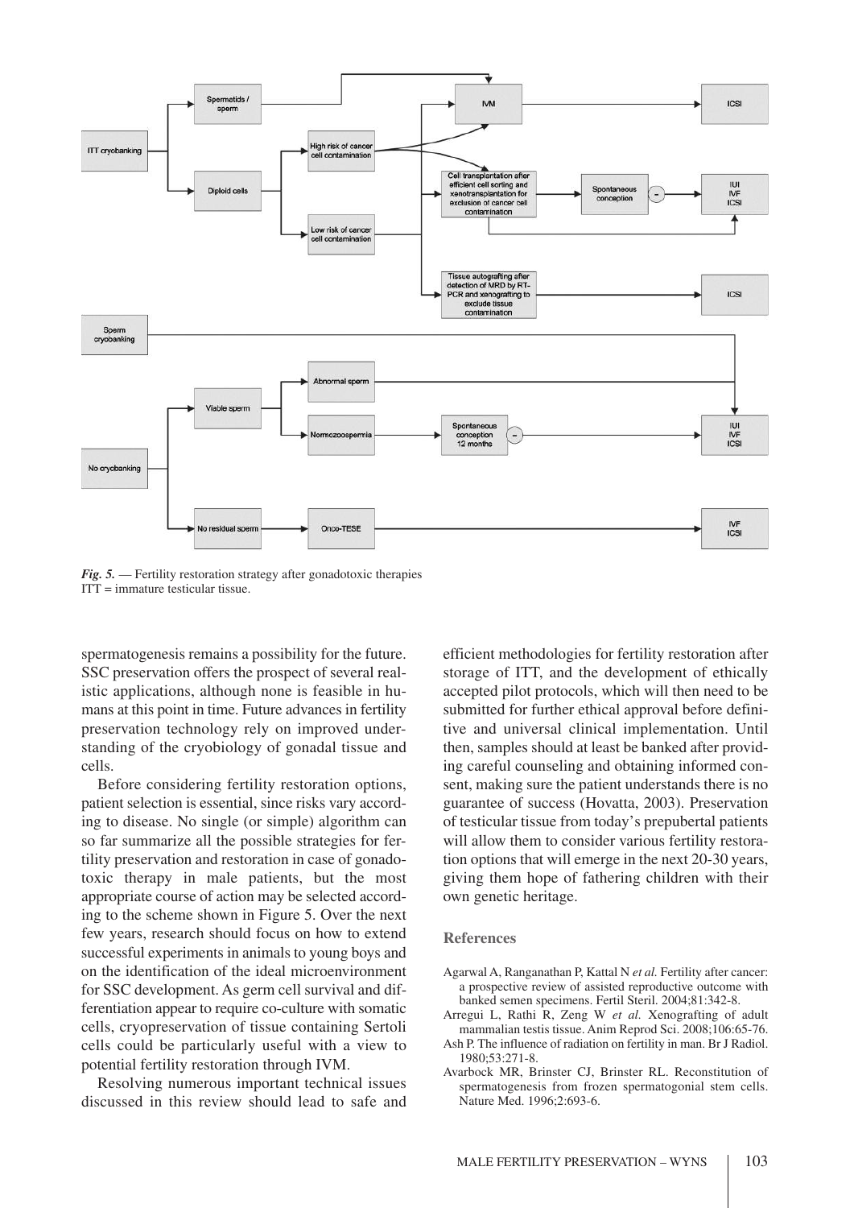ITT cryobanking

Spermatids / sperm

Diploid cells

High risk of cancer cell contamination

Low risk of cancer cell contamination

IVM

ICSI

Cell transplantation after efficient cell sorting and xenotransplantation for exclusion of cancer cell contamination

Spontaneous conception

IUI IVF ICSI

Tissue autografting after detection of MRD by RT-PCR and xenografting to exclude tissue contamination

ICSI

Sperm cryobanking

Viable sperm

Abnormal sperm

Normozoospermia

Spontaneous conception 12 months

IUI IVF ICSI

No cryobanking

No residual sperm

Onco-TESE

IVF ICSI

*Fig. 5.* — Fertility restoration strategy after gonadotoxic therapies
ITT = immature testicular tissue.

spermatogenesis remains a possibility for the future. SSC preservation offers the prospect of several realistic applications, although none is feasible in humans at this point in time. Future advances in fertility preservation technology rely on improved understanding of the cryobiology of gonadal tissue and cells.

Before considering fertility restoration options, patient selection is essential, since risks vary according to disease. No single (or simple) algorithm can so far summarize all the possible strategies for fertility preservation and restoration in case of gonadotoxic therapy in male patients, but the most appropriate course of action may be selected according to the scheme shown in Figure 5. Over the next few years, research should focus on how to extend successful experiments in animals to young boys and on the identification of the ideal microenvironment for SSC development. As germ cell survival and differentiation appear to require co-culture with somatic cells, cryopreservation of tissue containing Sertoli cells could be particularly useful with a view to potential fertility restoration through IVM.

Resolving numerous important technical issues discussed in this review should lead to safe and efficient methodologies for fertility restoration after storage of ITT, and the development of ethically accepted pilot protocols, which will then need to be submitted for further ethical approval before definitive and universal clinical implementation. Until then, samples should at least be banked after providing careful counseling and obtaining informed consent, making sure the patient understands there is no guarantee of success (Hovatta, 2003). Preservation of testicular tissue from today's prepubertal patients will allow them to consider various fertility restoration options that will emerge in the next 20-30 years, giving them hope of fathering children with their own genetic heritage.

## References

Agarwal A, Ranganathan P, Kattal N *et al.* Fertility after cancer: a prospective review of assisted reproductive outcome with banked semen specimens. Fertil Steril. 2004;81:342-8.

Arregui L, Rathi R, Zeng W *et al.* Xenografting of adult mammalian testis tissue. Anim Reprod Sci. 2008;106:65-76.

Ash P. The influence of radiation on fertility in man. Br J Radiol. 1980;53:271-8.

Avarbock MR, Brinster CJ, Brinster RL. Reconstitution of spermatogenesis from frozen spermatogonial stem cells. Nature Med. 1996;2:693-6.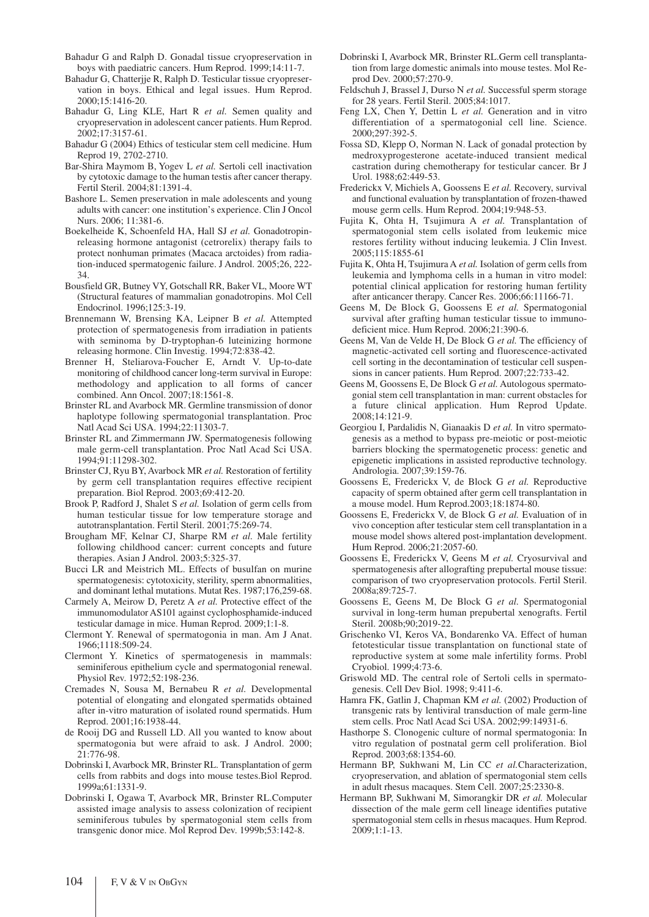Bahadur G and Ralph D. Gonadal tissue cryopreservation in boys with paediatric cancers. Hum Reprod. 1999;14:11-7.

Bahadur G, Chatterjje R, Ralph D. Testicular tissue cryopreservation in boys. Ethical and legal issues. Hum Reprod. 2000;15:1416-20.

Bahadur G, Ling KLE, Hart R *et al.* Semen quality and cryopreservation in adolescent cancer patients. Hum Reprod. 2002;17:3157-61.

Bahadur G (2004) Ethics of testicular stem cell medicine. Hum Reprod 19, 2702-2710.

Bar-Shira Maymom B, Yogev L *et al.* Sertoli cell inactivation by cytotoxic damage to the human testis after cancer therapy. Fertil Steril. 2004;81:1391-4.

Bashore L. Semen preservation in male adolescents and young adults with cancer: one institution's experience. Clin J Oncol Nurs. 2006; 11:381-6.

Boekelheide K, Schoenfeld HA, Hall SJ *et al.* Gonadotropin-releasing hormone antagonist (cetrorelix) therapy fails to protect nonhuman primates (Macaca arctoides) from radiation-induced spermatogenic failure. J Androl. 2005;26, 222-34.

Bousfield GR, Butney VY, Gotschall RR, Baker VL, Moore WT (Structural features of mammalian gonadotropins. Mol Cell Endocrinol. 1996;125:3-19.

Brennemann W, Brensing KA, Leipner B *et al.* Attempted protection of spermatogenesis from irradiation in patients with seminoma by D-tryptophan-6 luteinizing hormone releasing hormone. Clin Investig. 1994;72:838-42.

Brenner H, Steliarova-Foucher E, Arndt V. Up-to-date monitoring of childhood cancer long-term survival in Europe: methodology and application to all forms of cancer combined. Ann Oncol. 2007;18:1561-8.

Brinster RL and Avarbock MR. Germline transmission of donor haplotype following spermatogonial transplantation. Proc Natl Acad Sci USA. 1994;22:11303-7.

Brinster RL and Zimmermann JW. Spermatogenesis following male germ-cell transplantation. Proc Natl Acad Sci USA. 1994;91:11298-302.

Brinster CJ, Ryu BY, Avarbock MR *et al.* Restoration of fertility by germ cell transplantation requires effective recipient preparation. Biol Reprod. 2003;69:412-20.

Brook P, Radford J, Shalet S *et al.* Isolation of germ cells from human testicular tissue for low temperature storage and autotransplantation. Fertil Steril. 2001;75:269-74.

Brougham MF, Kelnar CJ, Sharpe RM *et al.* Male fertility following childhood cancer: current concepts and future therapies. Asian J Androl. 2003;5:325-37.

Bucci LR and Meistrich ML. Effects of busulfan on murine spermatogenesis: cytotoxicity, sterility, sperm abnormalities, and dominant lethal mutations. Mutat Res. 1987;176,259-68.

Carmely A, Meirow D, Peretz A *et al.* Protective effect of the immunomodulator AS101 against cyclophosphamide-induced testicular damage in mice. Human Reprod. 2009;1:1-8.

Clermont Y. Renewal of spermatogonia in man. Am J Anat. 1966;1118:509-24.

Clermont Y. Kinetics of spermatogenesis in mammals: seminiferous epithelium cycle and spermatogonial renewal. Physiol Rev. 1972;52:198-236.

Cremades N, Sousa M, Bernabeu R *et al.* Developmental potential of elongating and elongated spermatids obtained after in-vitro maturation of isolated round spermatids. Hum Reprod. 2001;16:1938-44.

de Rooij DG and Russell LD. All you wanted to know about spermatogonia but were afraid to ask. J Androl. 2000; 21:776-98.

Dobrinski I, Avarbock MR, Brinster RL. Transplantation of germ cells from rabbits and dogs into mouse testes.Biol Reprod. 1999a;61:1331-9.

Dobrinski I, Ogawa T, Avarbock MR, Brinster RL.Computer assisted image analysis to assess colonization of recipient seminiferous tubules by spermatogonial stem cells from transgenic donor mice. Mol Reprod Dev. 1999b;53:142-8.

Dobrinski I, Avarbock MR, Brinster RL.Germ cell transplantation from large domestic animals into mouse testes. Mol Reprod Dev. 2000;57:270-9.

Feldschuh J, Brassel J, Durso N *et al.* Successful sperm storage for 28 years. Fertil Steril. 2005;84:1017.

Feng LX, Chen Y, Dettin L *et al.* Generation and in vitro differentiation of a spermatogonial cell line. Science. 2000;297:392-5.

Fossa SD, Klepp O, Norman N. Lack of gonadal protection by medroxyprogesterone acetate-induced transient medical castration during chemotherapy for testicular cancer. Br J Urol. 1988;62:449-53.

Frederickx V, Michiels A, Goossens E *et al.* Recovery, survival and functional evaluation by transplantation of frozen-thawed mouse germ cells. Hum Reprod. 2004;19:948-53.

Fujita K, Ohta H, Tsujimura A *et al.* Transplantation of spermatogonial stem cells isolated from leukemic mice restores fertility without inducing leukemia. J Clin Invest. 2005;115:1855-61

Fujita K, Ohta H, Tsujimura A *et al.* Isolation of germ cells from leukemia and lymphoma cells in a human in vitro model: potential clinical application for restoring human fertility after anticancer therapy. Cancer Res. 2006;66:11166-71.

Geens M, De Block G, Goossens E *et al.* Spermatogonial survival after grafting human testicular tissue to immunodeficient mice. Hum Reprod. 2006;21:390-6.

Geens M, Van de Velde H, De Block G *et al.* The efficiency of magnetic-activated cell sorting and fluorescence-activated cell sorting in the decontamination of testicular cell suspensions in cancer patients. Hum Reprod. 2007;22:733-42.

Geens M, Goossens E, De Block G *et al.* Autologous spermatogonial stem cell transplantation in man: current obstacles for a future clinical application. Hum Reprod Update. 2008;14:121-9.

Georgiou I, Pardalidis N, Gianaakis D *et al.* In vitro spermatogenesis as a method to bypass pre-meiotic or post-meiotic barriers blocking the spermatogenetic process: genetic and epigenetic implications in assisted reproductive technology. Andrologia. 2007;39:159-76.

Goossens E, Frederickx V, de Block G *et al.* Reproductive capacity of sperm obtained after germ cell transplantation in a mouse model. Hum Reprod.2003;18:1874-80.

Goossens E, Frederickx V, de Block G *et al.* Evaluation of in vivo conception after testicular stem cell transplantation in a mouse model shows altered post-implantation development. Hum Reprod. 2006;21:2057-60.

Goossens E, Frederickx V, Geens M *et al.* Cryosurvival and spermatogenesis after allografting prepubertal mouse tissue: comparison of two cryopreservation protocols. Fertil Steril. 2008a;89:725-7.

Goossens E, Geens M, De Block G *et al.* Spermatogonial survival in long-term human prepubertal xenografts. Fertil Steril. 2008b;90;2019-22.

Grischenko VI, Keros VA, Bondarenko VA. Effect of human fetotesticular tissue transplantation on functional state of reproductive system at some male infertility forms. Probl Cryobiol. 1999;4:73-6.

Griswold MD. The central role of Sertoli cells in spermatogenesis. Cell Dev Biol. 1998; 9:411-6.

Hamra FK, Gatlin J, Chapman KM *et al.* (2002) Production of transgenic rats by lentiviral transduction of male germ-line stem cells. Proc Natl Acad Sci USA. 2002;99:14931-6.

Hasthorpe S. Clonogenic culture of normal spermatogonia: In vitro regulation of postnatal germ cell proliferation. Biol Reprod. 2003;68:1354-60.

Hermann BP, Sukhwani M, Lin CC *et al.*Characterization, cryopreservation, and ablation of spermatogonial stem cells in adult rhesus macaques. Stem Cell. 2007;25:2330-8.

Hermann BP, Sukhwani M, Simorangkir DR *et al.* Molecular dissection of the male germ cell lineage identifies putative spermatogonial stem cells in rhesus macaques. Hum Reprod. 2009;1:1-13.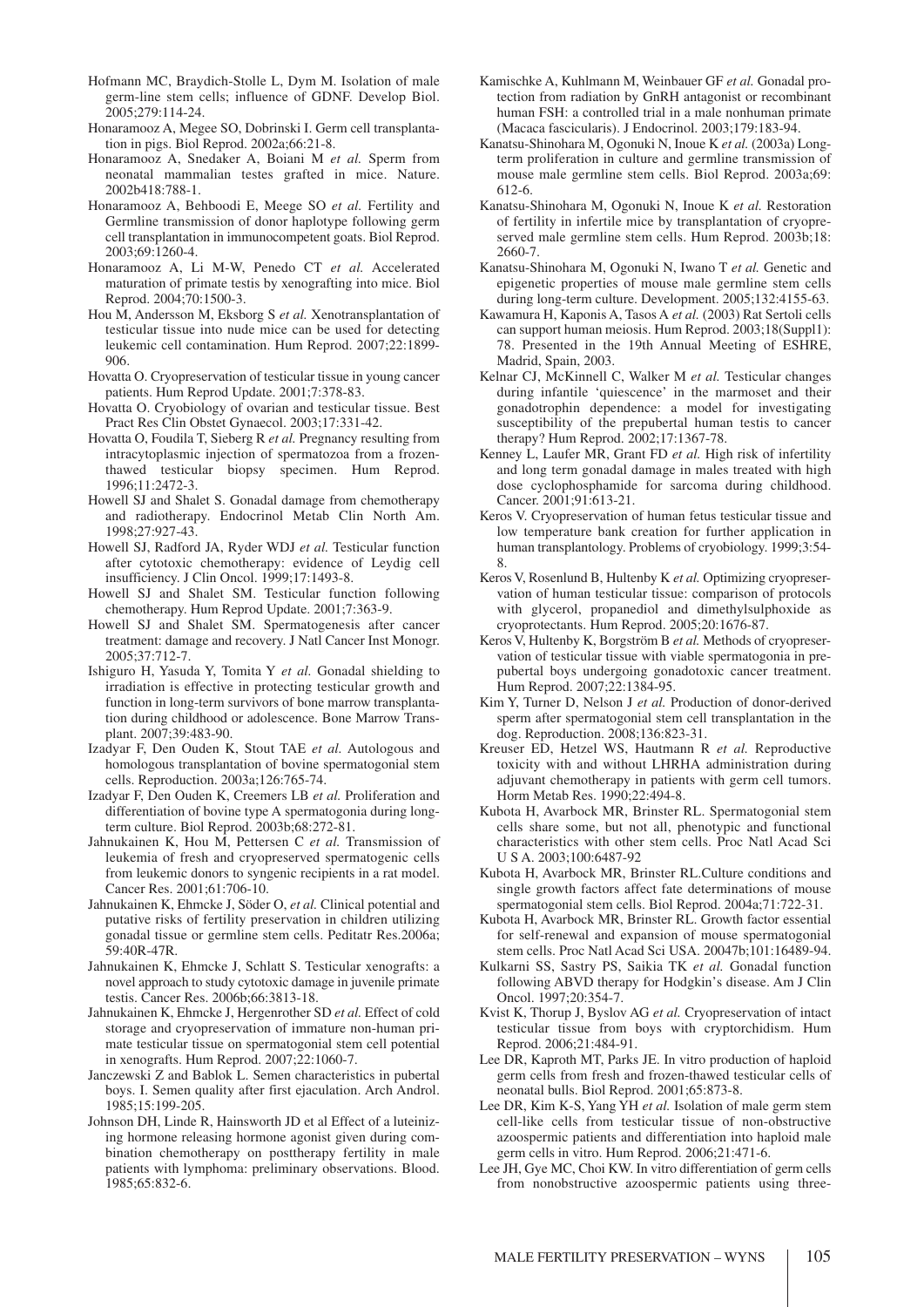Hofmann MC, Braydich-Stolle L, Dym M. Isolation of male germ-line stem cells; influence of GDNF. Develop Biol. 2005;279:114-24.

Honaramooz A, Megee SO, Dobrinski I. Germ cell transplantation in pigs. Biol Reprod. 2002a;66:21-8.

Honaramooz A, Snedaker A, Boiani M *et al.* Sperm from neonatal mammalian testes grafted in mice. Nature. 2002b418:788-1.

Honaramooz A, Behboodi E, Meege SO *et al.* Fertility and Germline transmission of donor haplotype following germ cell transplantation in immunocompetent goats. Biol Reprod. 2003;69:1260-4.

Honaramooz A, Li M-W, Penedo CT *et al.* Accelerated maturation of primate testis by xenografting into mice. Biol Reprod. 2004;70:1500-3.

Hou M, Andersson M, Eksborg S *et al.* Xenotransplantation of testicular tissue into nude mice can be used for detecting leukemic cell contamination. Hum Reprod. 2007;22:1899-906.

Hovatta O. Cryopreservation of testicular tissue in young cancer patients. Hum Reprod Update. 2001;7:378-83.

Hovatta O. Cryobiology of ovarian and testicular tissue. Best Pract Res Clin Obstet Gynaecol. 2003;17:331-42.

Hovatta O, Foudila T, Sieberg R *et al.* Pregnancy resulting from intracytoplasmic injection of spermatozoa from a frozen-thawed testicular biopsy specimen. Hum Reprod. 1996;11:2472-3.

Howell SJ and Shalet S. Gonadal damage from chemotherapy and radiotherapy. Endocrinol Metab Clin North Am. 1998;27:927-43.

Howell SJ, Radford JA, Ryder WDJ *et al.* Testicular function after cytotoxic chemotherapy: evidence of Leydig cell insufficiency. J Clin Oncol. 1999;17:1493-8.

Howell SJ and Shalet SM. Testicular function following chemotherapy. Hum Reprod Update. 2001;7:363-9.

Howell SJ and Shalet SM. Spermatogenesis after cancer treatment: damage and recovery. J Natl Cancer Inst Monogr. 2005;37:712-7.

Ishiguro H, Yasuda Y, Tomita Y *et al.* Gonadal shielding to irradiation is effective in protecting testicular growth and function in long-term survivors of bone marrow transplantation during childhood or adolescence. Bone Marrow Transplant. 2007;39:483-90.

Izadyar F, Den Ouden K, Stout TAE *et al.* Autologous and homologous transplantation of bovine spermatogonial stem cells. Reproduction. 2003a;126:765-74.

Izadyar F, Den Ouden K, Creemers LB *et al.* Proliferation and differentiation of bovine type A spermatogonia during long-term culture. Biol Reprod. 2003b;68:272-81.

Jahnukainen K, Hou M, Pettersen C *et al.* Transmission of leukemia of fresh and cryopreserved spermatogenic cells from leukemic donors to syngenic recipients in a rat model. Cancer Res. 2001;61:706-10.

Jahnukainen K, Ehmcke J, Söder O, *et al.* Clinical potential and putative risks of fertility preservation in children utilizing gonadal tissue or germline stem cells. Peditatr Res.2006a; 59:40R-47R.

Jahnukainen K, Ehmcke J, Schlatt S. Testicular xenografts: a novel approach to study cytotoxic damage in juvenile primate testis. Cancer Res. 2006b;66:3813-18.

Jahnukainen K, Ehmcke J, Hergenrother SD *et al.* Effect of cold storage and cryopreservation of immature non-human primate testicular tissue on spermatogonial stem cell potential in xenografts. Hum Reprod. 2007;22:1060-7.

Janczewski Z and Bablok L. Semen characteristics in pubertal boys. I. Semen quality after first ejaculation. Arch Androl. 1985;15:199-205.

Johnson DH, Linde R, Hainsworth JD et al Effect of a luteinizing hormone releasing hormone agonist given during combination chemotherapy on posttherapy fertility in male patients with lymphoma: preliminary observations. Blood. 1985;65:832-6.

Kamischke A, Kuhlmann M, Weinbauer GF *et al.* Gonadal protection from radiation by GnRH antagonist or recombinant human FSH: a controlled trial in a male nonhuman primate (Macaca fascicularis). J Endocrinol. 2003;179:183-94.

Kanatsu-Shinohara M, Ogonuki N, Inoue K *et al.* (2003a) Long-term proliferation in culture and germline transmission of mouse male germline stem cells. Biol Reprod. 2003a;69: 612-6.

Kanatsu-Shinohara M, Ogonuki N, Inoue K *et al.* Restoration of fertility in infertile mice by transplantation of cryopreserved male germline stem cells. Hum Reprod. 2003b;18: 2660-7.

Kanatsu-Shinohara M, Ogonuki N, Iwano T *et al.* Genetic and epigenetic properties of mouse male germline stem cells during long-term culture. Development. 2005;132:4155-63.

Kawamura H, Kaponis A, Tasos A *et al.* (2003) Rat Sertoli cells can support human meiosis. Hum Reprod. 2003;18(Suppl1): 78. Presented in the 19th Annual Meeting of ESHRE, Madrid, Spain, 2003.

Kelnar CJ, McKinnell C, Walker M *et al.* Testicular changes during infantile 'quiescence' in the marmoset and their gonadotrophin dependence: a model for investigating susceptibility of the prepubertal human testis to cancer therapy? Hum Reprod. 2002;17:1367-78.

Kenney L, Laufer MR, Grant FD *et al.* High risk of infertility and long term gonadal damage in males treated with high dose cyclophosphamide for sarcoma during childhood. Cancer. 2001;91:613-21.

Keros V. Cryopreservation of human fetus testicular tissue and low temperature bank creation for further application in human transplantology. Problems of cryobiology. 1999;3:54-8.

Keros V, Rosenlund B, Hultenby K *et al.* Optimizing cryopreservation of human testicular tissue: comparison of protocols with glycerol, propanediol and dimethylsulphoxide as cryoprotectants. Hum Reprod. 2005;20:1676-87.

Keros V, Hultenby K, Borgström B *et al.* Methods of cryopreservation of testicular tissue with viable spermatogonia in prepubertal boys undergoing gonadotoxic cancer treatment. Hum Reprod. 2007;22:1384-95.

Kim Y, Turner D, Nelson J *et al.* Production of donor-derived sperm after spermatogonial stem cell transplantation in the dog. Reproduction. 2008;136:823-31.

Kreuser ED, Hetzel WS, Hautmann R *et al.* Reproductive toxicity with and without LHRHA administration during adjuvant chemotherapy in patients with germ cell tumors. Horm Metab Res. 1990;22:494-8.

Kubota H, Avarbock MR, Brinster RL. Spermatogonial stem cells share some, but not all, phenotypic and functional characteristics with other stem cells. Proc Natl Acad Sci U S A. 2003;100:6487-92

Kubota H, Avarbock MR, Brinster RL.Culture conditions and single growth factors affect fate determinations of mouse spermatogonial stem cells. Biol Reprod. 2004a;71:722-31.

Kubota H, Avarbock MR, Brinster RL. Growth factor essential for self-renewal and expansion of mouse spermatogonial stem cells. Proc Natl Acad Sci USA. 20047b;101:16489-94.

Kulkarni SS, Sastry PS, Saikia TK *et al.* Gonadal function following ABVD therapy for Hodgkin's disease. Am J Clin Oncol. 1997;20:354-7.

Kvist K, Thorup J, Byslov AG *et al.* Cryopreservation of intact testicular tissue from boys with cryptorchidism. Hum Reprod. 2006;21:484-91.

Lee DR, Kaproth MT, Parks JE. In vitro production of haploid germ cells from fresh and frozen-thawed testicular cells of neonatal bulls. Biol Reprod. 2001;65:873-8.

Lee DR, Kim K-S, Yang YH *et al.* Isolation of male germ stem cell-like cells from testicular tissue of non-obstructive azoospermic patients and differentiation into haploid male germ cells in vitro. Hum Reprod. 2006;21:471-6.

Lee JH, Gye MC, Choi KW. In vitro differentiation of germ cells from nonobstructive azoospermic patients using three-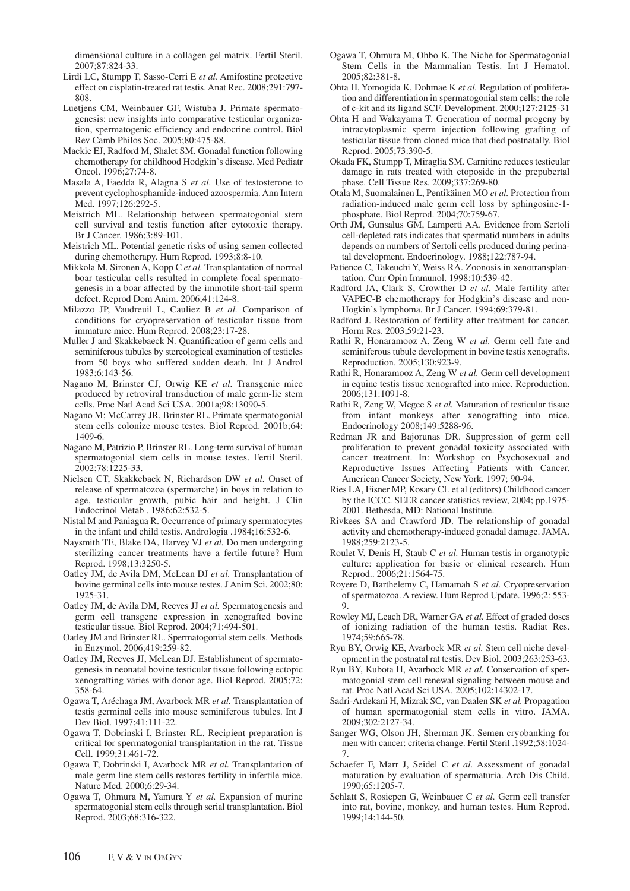dimensional culture in a collagen gel matrix. Fertil Steril. 2007;87:824-33.

Lirdi LC, Stumpp T, Sasso-Cerri E *et al.* Amifostine protective effect on cisplatin-treated rat testis. Anat Rec. 2008;291:797-808.

Luetjens CM, Weinbauer GF, Wistuba J. Primate spermatogenesis: new insights into comparative testicular organization, spermatogenic efficiency and endocrine control. Biol Rev Camb Philos Soc. 2005;80:475-88.

Mackie EJ, Radford M, Shalet SM. Gonadal function following chemotherapy for childhood Hodgkin's disease. Med Pediatr Oncol. 1996;27:74-8.

Masala A, Faedda R, Alagna S *et al.* Use of testosterone to prevent cyclophosphamide-induced azoospermia. Ann Intern Med. 1997;126:292-5.

Meistrich ML. Relationship between spermatogonial stem cell survival and testis function after cytotoxic therapy. Br J Cancer. 1986;3:89-101.

Meistrich ML. Potential genetic risks of using semen collected during chemotherapy. Hum Reprod. 1993;8:8-10.

Mikkola M, Sironen A, Kopp C *et al.* Transplantation of normal boar testicular cells resulted in complete focal spermatogenesis in a boar affected by the immotile short-tail sperm defect. Reprod Dom Anim. 2006;41:124-8.

Milazzo JP, Vaudreuil L, Cauliez B *et al.* Comparison of conditions for cryopreservation of testicular tissue from immature mice. Hum Reprod. 2008;23:17-28.

Muller J and Skakkebaeck N. Quantification of germ cells and seminiferous tubules by stereological examination of testicles from 50 boys who suffered sudden death. Int J Androl 1983;6:143-56.

Nagano M, Brinster CJ, Orwig KE *et al.* Transgenic mice produced by retroviral transduction of male germ-lie stem cells. Proc Natl Acad Sci USA. 2001a;98:13090-5.

Nagano M; McCarrey JR, Brinster RL. Primate spermatogonial stem cells colonize mouse testes. Biol Reprod. 2001b;64: 1409-6.

Nagano M, Patrizio P, Brinster RL. Long-term survival of human spermatogonial stem cells in mouse testes. Fertil Steril. 2002;78:1225-33.

Nielsen CT, Skakkebaek N, Richardson DW *et al.* Onset of release of spermatozoa (spermarche) in boys in relation to age, testicular growth, pubic hair and height. J Clin Endocrinol Metab . 1986;62:532-5.

Nistal M and Paniagua R. Occurrence of primary spermatocytes in the infant and child testis. Andrologia .1984;16:532-6.

Naysmith TE, Blake DA, Harvey VJ *et al.* Do men undergoing sterilizing cancer treatments have a fertile future? Hum Reprod. 1998;13:3250-5.

Oatley JM, de Avila DM, McLean DJ *et al.* Transplantation of bovine germinal cells into mouse testes. J Anim Sci. 2002;80: 1925-31.

Oatley JM, de Avila DM, Reeves JJ *et al.* Spermatogenesis and germ cell transgene expression in xenografted bovine testicular tissue. Biol Reprod. 2004;71:494-501.

Oatley JM and Brinster RL. Spermatogonial stem cells. Methods in Enzymol. 2006;419:259-82.

Oatley JM, Reeves JJ, McLean DJ. Establishment of spermatogenesis in neonatal bovine testicular tissue following ectopic xenografting varies with donor age. Biol Reprod. 2005;72: 358-64.

Ogawa T, Aréchaga JM, Avarbock MR *et al.* Transplantation of testis germinal cells into mouse seminiferous tubules. Int J Dev Biol. 1997;41:111-22.

Ogawa T, Dobrinski I, Brinster RL. Recipient preparation is critical for spermatogonial transplantation in the rat. Tissue Cell. 1999;31:461-72.

Ogawa T, Dobrinski I, Avarbock MR *et al.* Transplantation of male germ line stem cells restores fertility in infertile mice. Nature Med. 2000;6:29-34.

Ogawa T, Ohmura M, Yamura Y *et al.* Expansion of murine spermatogonial stem cells through serial transplantation. Biol Reprod. 2003;68:316-322.

Ogawa T, Ohmura M, Ohbo K. The Niche for Spermatogonial Stem Cells in the Mammalian Testis. Int J Hematol. 2005;82:381-8.

Ohta H, Yomogida K, Dohmae K *et al.* Regulation of proliferation and differentiation in spermatogonial stem cells: the role of c-kit and its ligand SCF. Development. 2000;127:2125-31

Ohta H and Wakayama T. Generation of normal progeny by intracytoplasmic sperm injection following grafting of testicular tissue from cloned mice that died postnatally. Biol Reprod. 2005;73:390-5.

Okada FK, Stumpp T, Miraglia SM. Carnitine reduces testicular damage in rats treated with etoposide in the prepubertal phase. Cell Tissue Res. 2009;337:269-80.

Otala M, Suomalainen L, Pentikäinen MO *et al.* Protection from radiation-induced male germ cell loss by sphingosine-1-phosphate. Biol Reprod. 2004;70:759-67.

Orth JM, Gunsalus GM, Lamperti AA. Evidence from Sertoli cell-depleted rats indicates that spermatid numbers in adults depends on numbers of Sertoli cells produced during perinatal development. Endocrinology. 1988;122:787-94.

Patience C, Takeuchi Y, Weiss RA. Zoonosis in xenotransplantation. Curr Opin Immunol. 1998;10:539-42.

Radford JA, Clark S, Crowther D *et al.* Male fertility after VAPEC-B chemotherapy for Hodgkin's disease and non-Hogkin's lymphoma. Br J Cancer. 1994;69:379-81.

Radford J. Restoration of fertility after treatment for cancer. Horm Res. 2003;59:21-23.

Rathi R, Honaramooz A, Zeng W *et al.* Germ cell fate and seminiferous tubule development in bovine testis xenografts. Reproduction. 2005;130:923-9.

Rathi R, Honaramooz A, Zeng W *et al.* Germ cell development in equine testis tissue xenografted into mice. Reproduction. 2006;131:1091-8.

Rathi R, Zeng W, Megee S *et al.* Maturation of testicular tissue from infant monkeys after xenografting into mice. Endocrinology 2008;149:5288-96.

Redman JR and Bajorunas DR. Suppression of germ cell proliferation to prevent gonadal toxicity associated with cancer treatment. In: Workshop on Psychosexual and Reproductive Issues Affecting Patients with Cancer. American Cancer Society, New York. 1997; 90-94.

Ries LA, Eisner MP, Kosary CL et al (editors) Childhood cancer by the ICCC. SEER cancer statistics review, 2004; pp.1975-2001. Bethesda, MD: National Institute.

Rivkees SA and Crawford JD. The relationship of gonadal activity and chemotherapy-induced gonadal damage. JAMA. 1988;259:2123-5.

Roulet V, Denis H, Staub C *et al.* Human testis in organotypic culture: application for basic or clinical research. Hum Reprod.. 2006;21:1564-75.

Royere D, Barthelemy C, Hamamah S *et al.* Cryopreservation of spermatozoa. A review. Hum Reprod Update. 1996;2: 553-9.

Rowley MJ, Leach DR, Warner GA *et al.* Effect of graded doses of ionizing radiation of the human testis. Radiat Res. 1974;59:665-78.

Ryu BY, Orwig KE, Avarbock MR *et al.* Stem cell niche development in the postnatal rat testis. Dev Biol. 2003;263:253-63.

Ryu BY, Kubota H, Avarbock MR *et al.* Conservation of spermatogonial stem cell renewal signaling between mouse and rat. Proc Natl Acad Sci USA. 2005;102:14302-17.

Sadri-Ardekani H, Mizrak SC, van Daalen SK *et al.* Propagation of human spermatogonial stem cells in vitro. JAMA. 2009;302:2127-34.

Sanger WG, Olson JH, Sherman JK. Semen cryobanking for men with cancer: criteria change. Fertil Steril .1992;58:1024-7.

Schaefer F, Marr J, Seidel C *et al.* Assessment of gonadal maturation by evaluation of spermaturia. Arch Dis Child. 1990;65:1205-7.

Schlatt S, Rosiepen G, Weinbauer C *et al.* Germ cell transfer into rat, bovine, monkey, and human testes. Hum Reprod. 1999;14:144-50.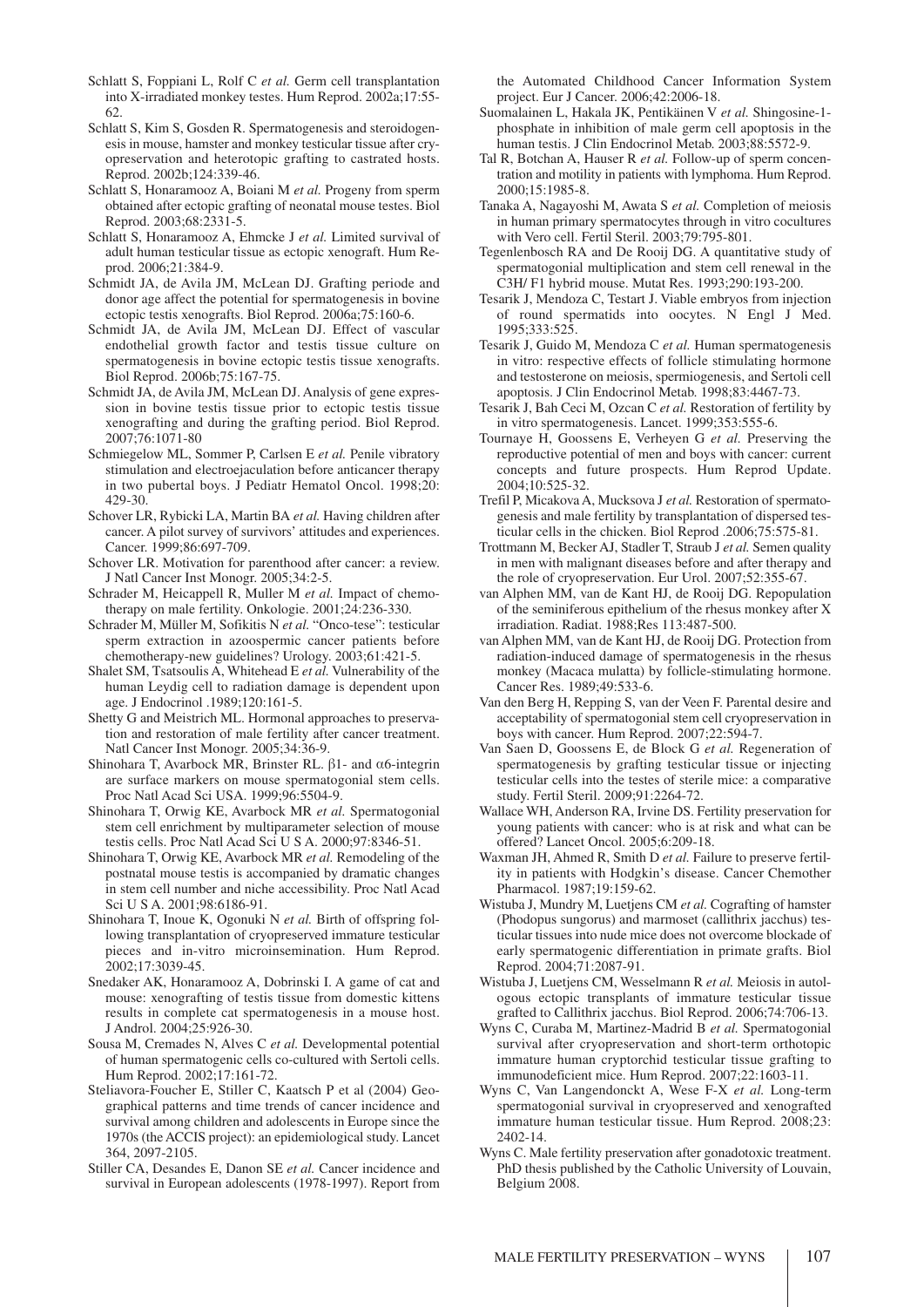Schlatt S, Foppiani L, Rolf C *et al.* Germ cell transplantation into X-irradiated monkey testes. Hum Reprod. 2002a;17:55-62.

Schlatt S, Kim S, Gosden R. Spermatogenesis and steroidogenesis in mouse, hamster and monkey testicular tissue after cryopreservation and heterotopic grafting to castrated hosts. Reprod. 2002b;124:339-46.

Schlatt S, Honaramooz A, Boiani M *et al.* Progeny from sperm obtained after ectopic grafting of neonatal mouse testes. Biol Reprod. 2003;68:2331-5.

Schlatt S, Honaramooz A, Ehmcke J *et al.* Limited survival of adult human testicular tissue as ectopic xenograft. Hum Reprod. 2006;21:384-9.

Schmidt JA, de Avila JM, McLean DJ. Grafting periode and donor age affect the potential for spermatogenesis in bovine ectopic testis xenografts. Biol Reprod. 2006a;75:160-6.

Schmidt JA, de Avila JM, McLean DJ. Effect of vascular endothelial growth factor and testis tissue culture on spermatogenesis in bovine ectopic testis tissue xenografts. Biol Reprod. 2006b;75:167-75.

Schmidt JA, de Avila JM, McLean DJ. Analysis of gene expression in bovine testis tissue prior to ectopic testis tissue xenografting and during the grafting period. Biol Reprod. 2007;76:1071-80

Schmiegelow ML, Sommer P, Carlsen E *et al.* Penile vibratory stimulation and electroejaculation before anticancer therapy in two pubertal boys. J Pediatr Hematol Oncol. 1998;20: 429-30.

Schover LR, Rybicki LA, Martin BA *et al.* Having children after cancer. A pilot survey of survivors' attitudes and experiences. Cancer. 1999;86:697-709.

Schover LR. Motivation for parenthood after cancer: a review. J Natl Cancer Inst Monogr. 2005;34:2-5.

Schrader M, Heicappell R, Muller M *et al.* Impact of chemotherapy on male fertility. Onkologie. 2001;24:236-330.

Schrader M, Müller M, Sofikitis N *et al.* "Onco-tese": testicular sperm extraction in azoospermic cancer patients before chemotherapy-new guidelines? Urology. 2003;61:421-5.

Shalet SM, Tsatsoulis A, Whitehead E *et al.* Vulnerability of the human Leydig cell to radiation damage is dependent upon age. J Endocrinol .1989;120:161-5.

Shetty G and Meistrich ML. Hormonal approaches to preservation and restoration of male fertility after cancer treatment. Natl Cancer Inst Monogr. 2005;34:36-9.

Shinohara T, Avarbock MR, Brinster RL. β1- and α6-integrin are surface markers on mouse spermatogonial stem cells. Proc Natl Acad Sci USA. 1999;96:5504-9.

Shinohara T, Orwig KE, Avarbock MR *et al.* Spermatogonial stem cell enrichment by multiparameter selection of mouse testis cells. Proc Natl Acad Sci U S A. 2000;97:8346-51.

Shinohara T, Orwig KE, Avarbock MR *et al.* Remodeling of the postnatal mouse testis is accompanied by dramatic changes in stem cell number and niche accessibility. Proc Natl Acad Sci U S A. 2001;98:6186-91.

Shinohara T, Inoue K, Ogonuki N *et al.* Birth of offspring following transplantation of cryopreserved immature testicular pieces and in-vitro microinsemination. Hum Reprod. 2002;17:3039-45.

Snedaker AK, Honaramooz A, Dobrinski I. A game of cat and mouse: xenografting of testis tissue from domestic kittens results in complete cat spermatogenesis in a mouse host. J Androl. 2004;25:926-30.

Sousa M, Cremades N, Alves C *et al.* Developmental potential of human spermatogenic cells co-cultured with Sertoli cells. Hum Reprod. 2002;17:161-72.

Steliavora-Foucher E, Stiller C, Kaatsch P et al (2004) Geographical patterns and time trends of cancer incidence and survival among children and adolescents in Europe since the 1970s (the ACCIS project): an epidemiological study. Lancet 364, 2097-2105.

Stiller CA, Desandes E, Danon SE *et al.* Cancer incidence and survival in European adolescents (1978-1997). Report from the Automated Childhood Cancer Information System project. Eur J Cancer. 2006;42:2006-18.

Suomalainen L, Hakala JK, Pentikäinen V *et al.* Shingosine-1-phosphate in inhibition of male germ cell apoptosis in the human testis. J Clin Endocrinol Metab. 2003;88:5572-9.

Tal R, Botchan A, Hauser R *et al.* Follow-up of sperm concentration and motility in patients with lymphoma. Hum Reprod. 2000;15:1985-8.

Tanaka A, Nagayoshi M, Awata S *et al.* Completion of meiosis in human primary spermatocytes through in vitro cocultures with Vero cell. Fertil Steril. 2003;79:795-801.

Tegenlenbosch RA and De Rooij DG. A quantitative study of spermatogonial multiplication and stem cell renewal in the C3H/ F1 hybrid mouse. Mutat Res. 1993;290:193-200.

Tesarik J, Mendoza C, Testart J. Viable embryos from injection of round spermatids into oocytes. N Engl J Med. 1995;333:525.

Tesarik J, Guido M, Mendoza C *et al.* Human spermatogenesis in vitro: respective effects of follicle stimulating hormone and testosterone on meiosis, spermiogenesis, and Sertoli cell apoptosis. J Clin Endocrinol Metab. 1998;83:4467-73.

Tesarik J, Bah Ceci M, Ozcan C *et al.* Restoration of fertility by in vitro spermatogenesis. Lancet. 1999;353:555-6.

Tournaye H, Goossens E, Verheyen G *et al.* Preserving the reproductive potential of men and boys with cancer: current concepts and future prospects. Hum Reprod Update. 2004;10:525-32.

Trefil P, Micakova A, Mucksova J *et al.* Restoration of spermatogenesis and male fertility by transplantation of dispersed testicular cells in the chicken. Biol Reprod .2006;75:575-81.

Trottmann M, Becker AJ, Stadler T, Straub J *et al.* Semen quality in men with malignant diseases before and after therapy and the role of cryopreservation. Eur Urol. 2007;52:355-67.

van Alphen MM, van de Kant HJ, de Rooij DG. Repopulation of the seminiferous epithelium of the rhesus monkey after X irradiation. Radiat. 1988;Res 113:487-500.

van Alphen MM, van de Kant HJ, de Rooij DG. Protection from radiation-induced damage of spermatogenesis in the rhesus monkey (Macaca mulatta) by follicle-stimulating hormone. Cancer Res. 1989;49:533-6.

Van den Berg H, Repping S, van der Veen F. Parental desire and acceptability of spermatogonial stem cell cryopreservation in boys with cancer. Hum Reprod. 2007;22:594-7.

Van Saen D, Goossens E, de Block G *et al.* Regeneration of spermatogenesis by grafting testicular tissue or injecting testicular cells into the testes of sterile mice: a comparative study. Fertil Steril. 2009;91:2264-72.

Wallace WH, Anderson RA, Irvine DS. Fertility preservation for young patients with cancer: who is at risk and what can be offered? Lancet Oncol. 2005;6:209-18.

Waxman JH, Ahmed R, Smith D *et al.* Failure to preserve fertility in patients with Hodgkin's disease. Cancer Chemother Pharmacol. 1987;19:159-62.

Wistuba J, Mundry M, Luetjens CM *et al.* Cografting of hamster (Phodopus sungorus) and marmoset (callithrix jacchus) testicular tissues into nude mice does not overcome blockade of early spermatogenic differentiation in primate grafts. Biol Reprod. 2004;71:2087-91.

Wistuba J, Luetjens CM, Wesselmann R *et al.* Meiosis in autologous ectopic transplants of immature testicular tissue grafted to Callithrix jacchus. Biol Reprod. 2006;74:706-13.

Wyns C, Curaba M, Martinez-Madrid B *et al.* Spermatogonial survival after cryopreservation and short-term orthotopic immature human cryptorchid testicular tissue grafting to immunodeficient mice. Hum Reprod. 2007;22:1603-11.

Wyns C, Van Langendonckt A, Wese F-X *et al.* Long-term spermatogonial survival in cryopreserved and xenografted immature human testicular tissue. Hum Reprod. 2008;23: 2402-14.

Wyns C. Male fertility preservation after gonadotoxic treatment. PhD thesis published by the Catholic University of Louvain, Belgium 2008.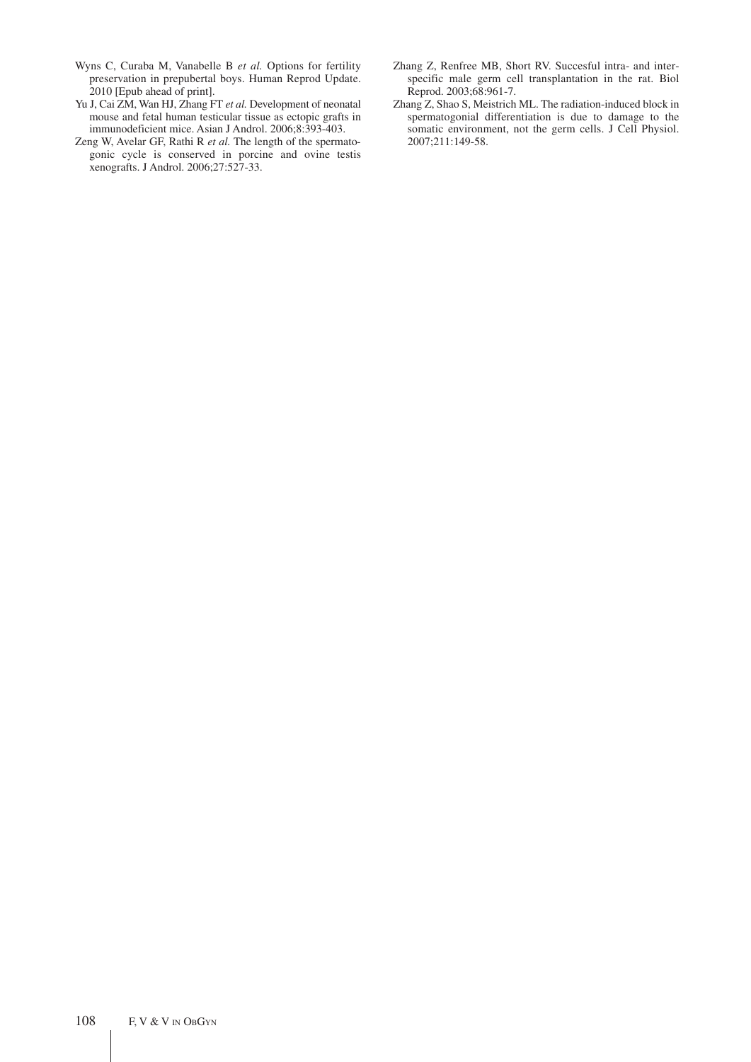Wyns C, Curaba M, Vanabelle B *et al.* Options for fertility preservation in prepubertal boys. Human Reprod Update. 2010 [Epub ahead of print].

Yu J, Cai ZM, Wan HJ, Zhang FT *et al.* Development of neonatal mouse and fetal human testicular tissue as ectopic grafts in immunodeficient mice. Asian J Androl. 2006;8:393-403.

Zeng W, Avelar GF, Rathi R *et al.* The length of the spermatogonic cycle is conserved in porcine and ovine testis xenografts. J Androl. 2006;27:527-33.

Zhang Z, Renfree MB, Short RV. Succesful intra- and interspecific male germ cell transplantation in the rat. Biol Reprod. 2003;68:961-7.

Zhang Z, Shao S, Meistrich ML. The radiation-induced block in spermatogonial differentiation is due to damage to the somatic environment, not the germ cells. J Cell Physiol. 2007;211:149-58.